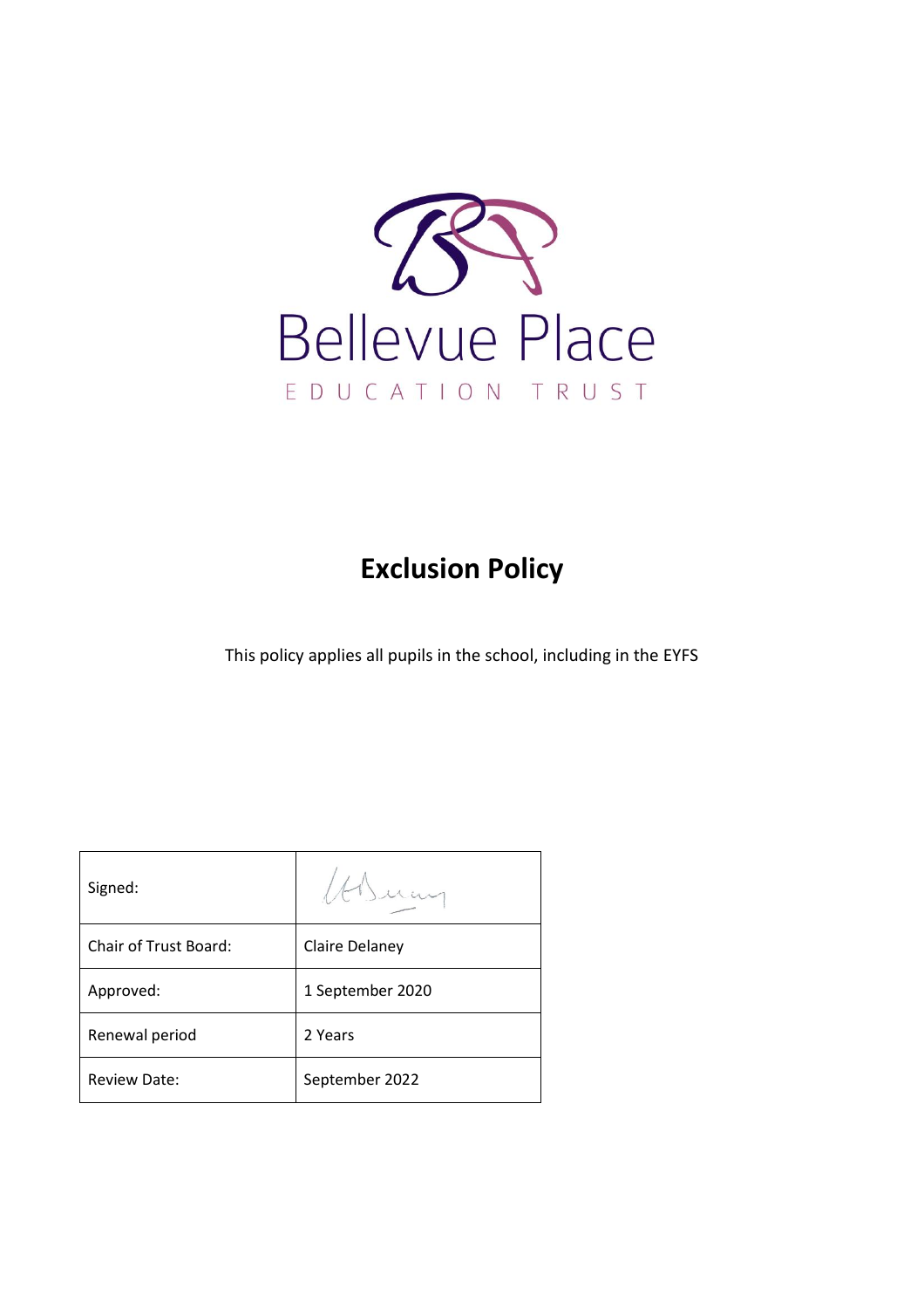Bellevue Place

EDUCATION TRUST

# Exclusion Policy

This policy applies all pupils in the school, including in the EYFS

| Signed: | |
|---|---|
| Chair of Trust Board: | Claire Delaney |
| Approved: | 1 September 2020 |
| Renewal period | 2 Years |
| Review Date: | September 2022 |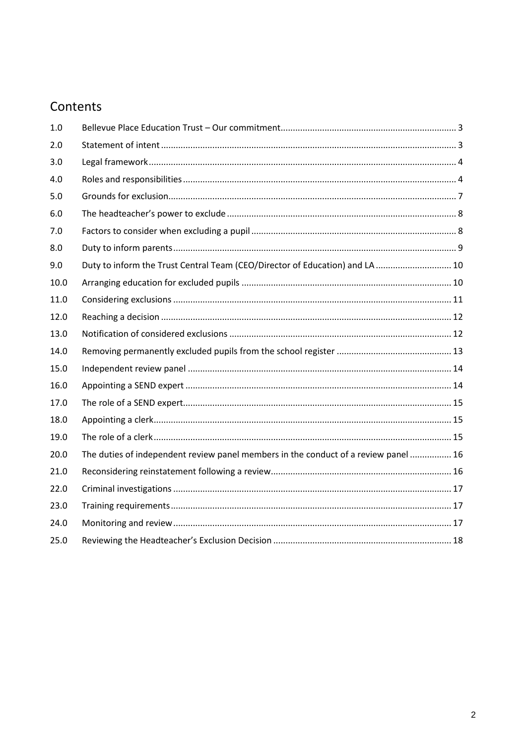## Contents

| | | |
|---|---|---|
| 1.0 | Bellevue Place Education Trust – Our commitment | 3 |
| 2.0 | Statement of intent | 3 |
| 3.0 | Legal framework | 4 |
| 4.0 | Roles and responsibilities | 4 |
| 5.0 | Grounds for exclusion | 7 |
| 6.0 | The headteacher's power to exclude | 8 |
| 7.0 | Factors to consider when excluding a pupil | 8 |
| 8.0 | Duty to inform parents | 9 |
| 9.0 | Duty to inform the Trust Central Team (CEO/Director of Education) and LA | 10 |
| 10.0 | Arranging education for excluded pupils | 10 |
| 11.0 | Considering exclusions | 11 |
| 12.0 | Reaching a decision | 12 |
| 13.0 | Notification of considered exclusions | 12 |
| 14.0 | Removing permanently excluded pupils from the school register | 13 |
| 15.0 | Independent review panel | 14 |
| 16.0 | Appointing a SEND expert | 14 |
| 17.0 | The role of a SEND expert | 15 |
| 18.0 | Appointing a clerk | 15 |
| 19.0 | The role of a clerk | 15 |
| 20.0 | The duties of independent review panel members in the conduct of a review panel | 16 |
| 21.0 | Reconsidering reinstatement following a review | 16 |
| 22.0 | Criminal investigations | 17 |
| 23.0 | Training requirements | 17 |
| 24.0 | Monitoring and review | 17 |
| 25.0 | Reviewing the Headteacher's Exclusion Decision | 18 |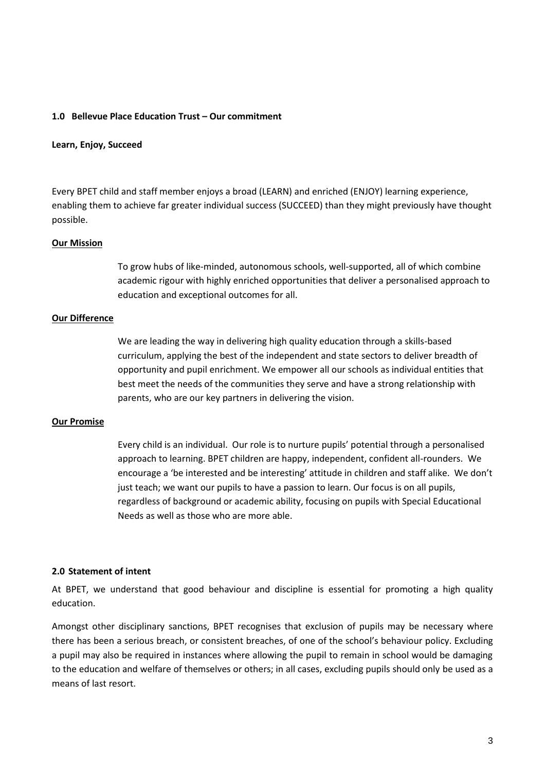## 1.0 Bellevue Place Education Trust – Our commitment

**Learn, Enjoy, Succeed**

Every BPET child and staff member enjoys a broad (LEARN) and enriched (ENJOY) learning experience, enabling them to achieve far greater individual success (SUCCEED) than they might previously have thought possible.

**Our Mission**

To grow hubs of like-minded, autonomous schools, well-supported, all of which combine academic rigour with highly enriched opportunities that deliver a personalised approach to education and exceptional outcomes for all.

**Our Difference**

We are leading the way in delivering high quality education through a skills-based curriculum, applying the best of the independent and state sectors to deliver breadth of opportunity and pupil enrichment. We empower all our schools as individual entities that best meet the needs of the communities they serve and have a strong relationship with parents, who are our key partners in delivering the vision.

**Our Promise**

Every child is an individual. Our role is to nurture pupils' potential through a personalised approach to learning. BPET children are happy, independent, confident all-rounders. We encourage a 'be interested and be interesting' attitude in children and staff alike. We don't just teach; we want our pupils to have a passion to learn. Our focus is on all pupils, regardless of background or academic ability, focusing on pupils with Special Educational Needs as well as those who are more able.

## 2.0 Statement of intent

At BPET, we understand that good behaviour and discipline is essential for promoting a high quality education.

Amongst other disciplinary sanctions, BPET recognises that exclusion of pupils may be necessary where there has been a serious breach, or consistent breaches, of one of the school's behaviour policy. Excluding a pupil may also be required in instances where allowing the pupil to remain in school would be damaging to the education and welfare of themselves or others; in all cases, excluding pupils should only be used as a means of last resort.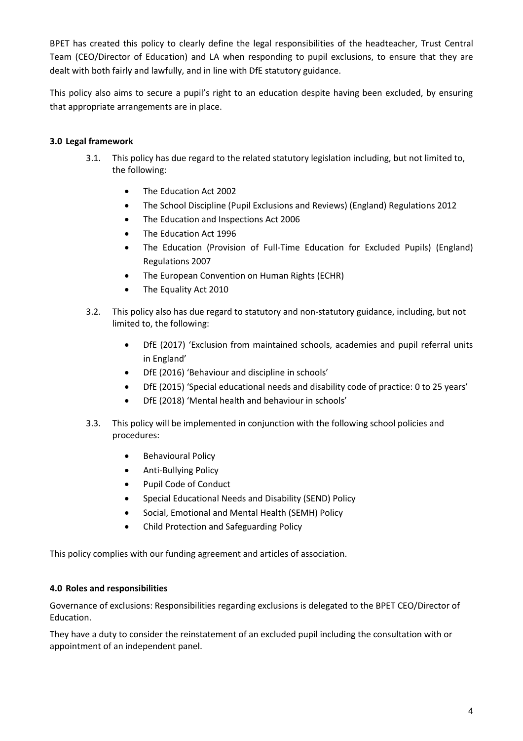BPET has created this policy to clearly define the legal responsibilities of the headteacher, Trust Central Team (CEO/Director of Education) and LA when responding to pupil exclusions, to ensure that they are dealt with both fairly and lawfully, and in line with DfE statutory guidance.

This policy also aims to secure a pupil's right to an education despite having been excluded, by ensuring that appropriate arrangements are in place.

### 3.0 Legal framework

3.1. This policy has due regard to the related statutory legislation including, but not limited to, the following:

- The Education Act 2002
- The School Discipline (Pupil Exclusions and Reviews) (England) Regulations 2012
- The Education and Inspections Act 2006
- The Education Act 1996
- The Education (Provision of Full-Time Education for Excluded Pupils) (England) Regulations 2007
- The European Convention on Human Rights (ECHR)
- The Equality Act 2010

3.2. This policy also has due regard to statutory and non-statutory guidance, including, but not limited to, the following:

- DfE (2017) 'Exclusion from maintained schools, academies and pupil referral units in England'
- DfE (2016) 'Behaviour and discipline in schools'
- DfE (2015) 'Special educational needs and disability code of practice: 0 to 25 years'
- DfE (2018) 'Mental health and behaviour in schools'

3.3. This policy will be implemented in conjunction with the following school policies and procedures:

- Behavioural Policy
- Anti-Bullying Policy
- Pupil Code of Conduct
- Special Educational Needs and Disability (SEND) Policy
- Social, Emotional and Mental Health (SEMH) Policy
- Child Protection and Safeguarding Policy

This policy complies with our funding agreement and articles of association.

### 4.0 Roles and responsibilities

Governance of exclusions: Responsibilities regarding exclusions is delegated to the BPET CEO/Director of Education.

They have a duty to consider the reinstatement of an excluded pupil including the consultation with or appointment of an independent panel.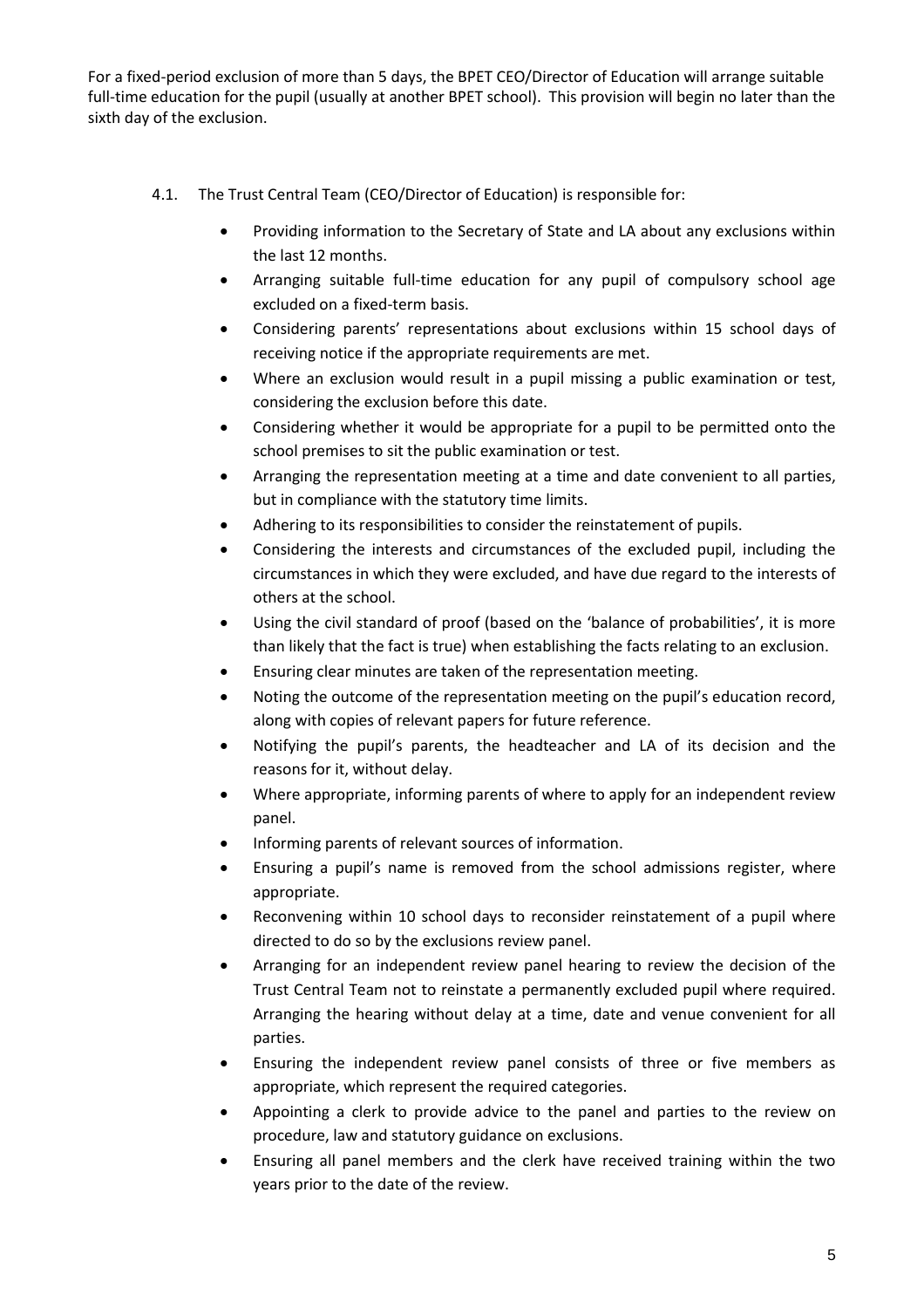For a fixed-period exclusion of more than 5 days, the BPET CEO/Director of Education will arrange suitable full-time education for the pupil (usually at another BPET school). This provision will begin no later than the sixth day of the exclusion.

4.1. The Trust Central Team (CEO/Director of Education) is responsible for:

- Providing information to the Secretary of State and LA about any exclusions within the last 12 months.
- Arranging suitable full-time education for any pupil of compulsory school age excluded on a fixed-term basis.
- Considering parents' representations about exclusions within 15 school days of receiving notice if the appropriate requirements are met.
- Where an exclusion would result in a pupil missing a public examination or test, considering the exclusion before this date.
- Considering whether it would be appropriate for a pupil to be permitted onto the school premises to sit the public examination or test.
- Arranging the representation meeting at a time and date convenient to all parties, but in compliance with the statutory time limits.
- Adhering to its responsibilities to consider the reinstatement of pupils.
- Considering the interests and circumstances of the excluded pupil, including the circumstances in which they were excluded, and have due regard to the interests of others at the school.
- Using the civil standard of proof (based on the 'balance of probabilities', it is more than likely that the fact is true) when establishing the facts relating to an exclusion.
- Ensuring clear minutes are taken of the representation meeting.
- Noting the outcome of the representation meeting on the pupil's education record, along with copies of relevant papers for future reference.
- Notifying the pupil's parents, the headteacher and LA of its decision and the reasons for it, without delay.
- Where appropriate, informing parents of where to apply for an independent review panel.
- Informing parents of relevant sources of information.
- Ensuring a pupil's name is removed from the school admissions register, where appropriate.
- Reconvening within 10 school days to reconsider reinstatement of a pupil where directed to do so by the exclusions review panel.
- Arranging for an independent review panel hearing to review the decision of the Trust Central Team not to reinstate a permanently excluded pupil where required. Arranging the hearing without delay at a time, date and venue convenient for all parties.
- Ensuring the independent review panel consists of three or five members as appropriate, which represent the required categories.
- Appointing a clerk to provide advice to the panel and parties to the review on procedure, law and statutory guidance on exclusions.
- Ensuring all panel members and the clerk have received training within the two years prior to the date of the review.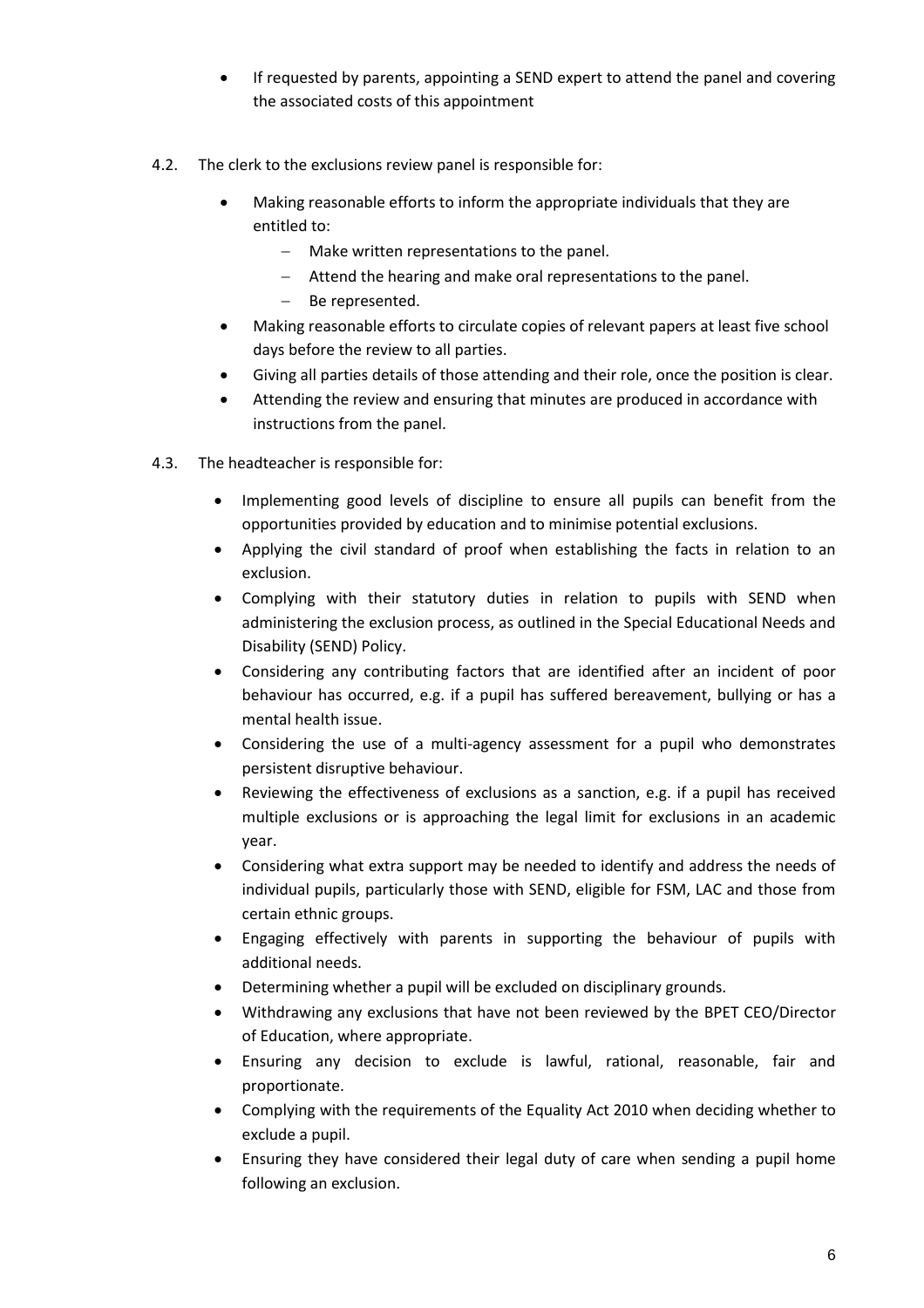- If requested by parents, appointing a SEND expert to attend the panel and covering the associated costs of this appointment

4.2. The clerk to the exclusions review panel is responsible for:

- Making reasonable efforts to inform the appropriate individuals that they are entitled to:
  - Make written representations to the panel.
  - Attend the hearing and make oral representations to the panel.
  - Be represented.
- Making reasonable efforts to circulate copies of relevant papers at least five school days before the review to all parties.
- Giving all parties details of those attending and their role, once the position is clear.
- Attending the review and ensuring that minutes are produced in accordance with instructions from the panel.

4.3. The headteacher is responsible for:

- Implementing good levels of discipline to ensure all pupils can benefit from the opportunities provided by education and to minimise potential exclusions.
- Applying the civil standard of proof when establishing the facts in relation to an exclusion.
- Complying with their statutory duties in relation to pupils with SEND when administering the exclusion process, as outlined in the Special Educational Needs and Disability (SEND) Policy.
- Considering any contributing factors that are identified after an incident of poor behaviour has occurred, e.g. if a pupil has suffered bereavement, bullying or has a mental health issue.
- Considering the use of a multi-agency assessment for a pupil who demonstrates persistent disruptive behaviour.
- Reviewing the effectiveness of exclusions as a sanction, e.g. if a pupil has received multiple exclusions or is approaching the legal limit for exclusions in an academic year.
- Considering what extra support may be needed to identify and address the needs of individual pupils, particularly those with SEND, eligible for FSM, LAC and those from certain ethnic groups.
- Engaging effectively with parents in supporting the behaviour of pupils with additional needs.
- Determining whether a pupil will be excluded on disciplinary grounds.
- Withdrawing any exclusions that have not been reviewed by the BPET CEO/Director of Education, where appropriate.
- Ensuring any decision to exclude is lawful, rational, reasonable, fair and proportionate.
- Complying with the requirements of the Equality Act 2010 when deciding whether to exclude a pupil.
- Ensuring they have considered their legal duty of care when sending a pupil home following an exclusion.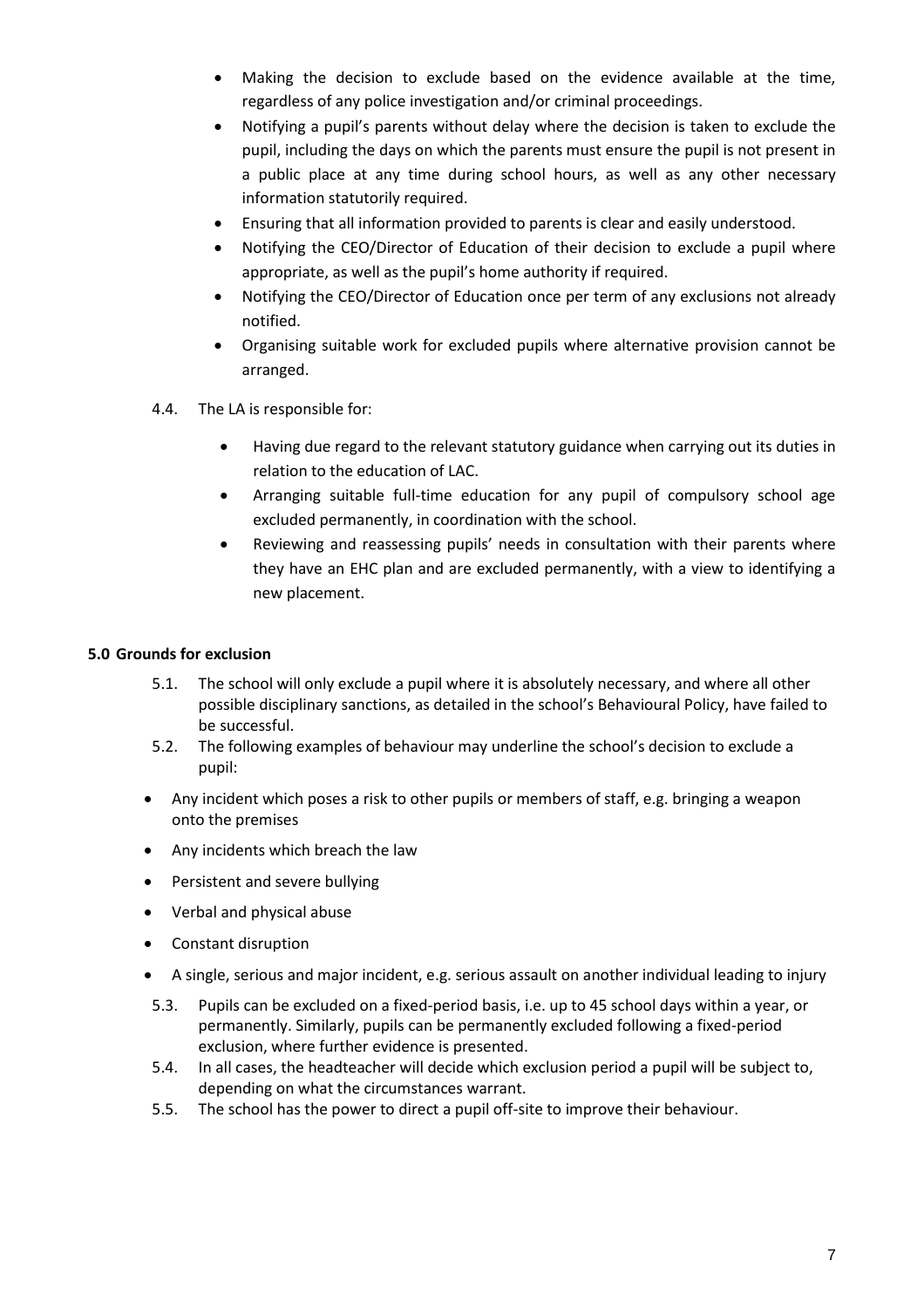- Making the decision to exclude based on the evidence available at the time, regardless of any police investigation and/or criminal proceedings.
- Notifying a pupil's parents without delay where the decision is taken to exclude the pupil, including the days on which the parents must ensure the pupil is not present in a public place at any time during school hours, as well as any other necessary information statutorily required.
- Ensuring that all information provided to parents is clear and easily understood.
- Notifying the CEO/Director of Education of their decision to exclude a pupil where appropriate, as well as the pupil's home authority if required.
- Notifying the CEO/Director of Education once per term of any exclusions not already notified.
- Organising suitable work for excluded pupils where alternative provision cannot be arranged.

4.4. The LA is responsible for:

- Having due regard to the relevant statutory guidance when carrying out its duties in relation to the education of LAC.
- Arranging suitable full-time education for any pupil of compulsory school age excluded permanently, in coordination with the school.
- Reviewing and reassessing pupils' needs in consultation with their parents where they have an EHC plan and are excluded permanently, with a view to identifying a new placement.

**5.0 Grounds for exclusion**

5.1. The school will only exclude a pupil where it is absolutely necessary, and where all other possible disciplinary sanctions, as detailed in the school's Behavioural Policy, have failed to be successful.

5.2. The following examples of behaviour may underline the school's decision to exclude a pupil:

- Any incident which poses a risk to other pupils or members of staff, e.g. bringing a weapon onto the premises
- Any incidents which breach the law
- Persistent and severe bullying
- Verbal and physical abuse
- Constant disruption
- A single, serious and major incident, e.g. serious assault on another individual leading to injury

5.3. Pupils can be excluded on a fixed-period basis, i.e. up to 45 school days within a year, or permanently. Similarly, pupils can be permanently excluded following a fixed-period exclusion, where further evidence is presented.

5.4. In all cases, the headteacher will decide which exclusion period a pupil will be subject to, depending on what the circumstances warrant.

5.5. The school has the power to direct a pupil off-site to improve their behaviour.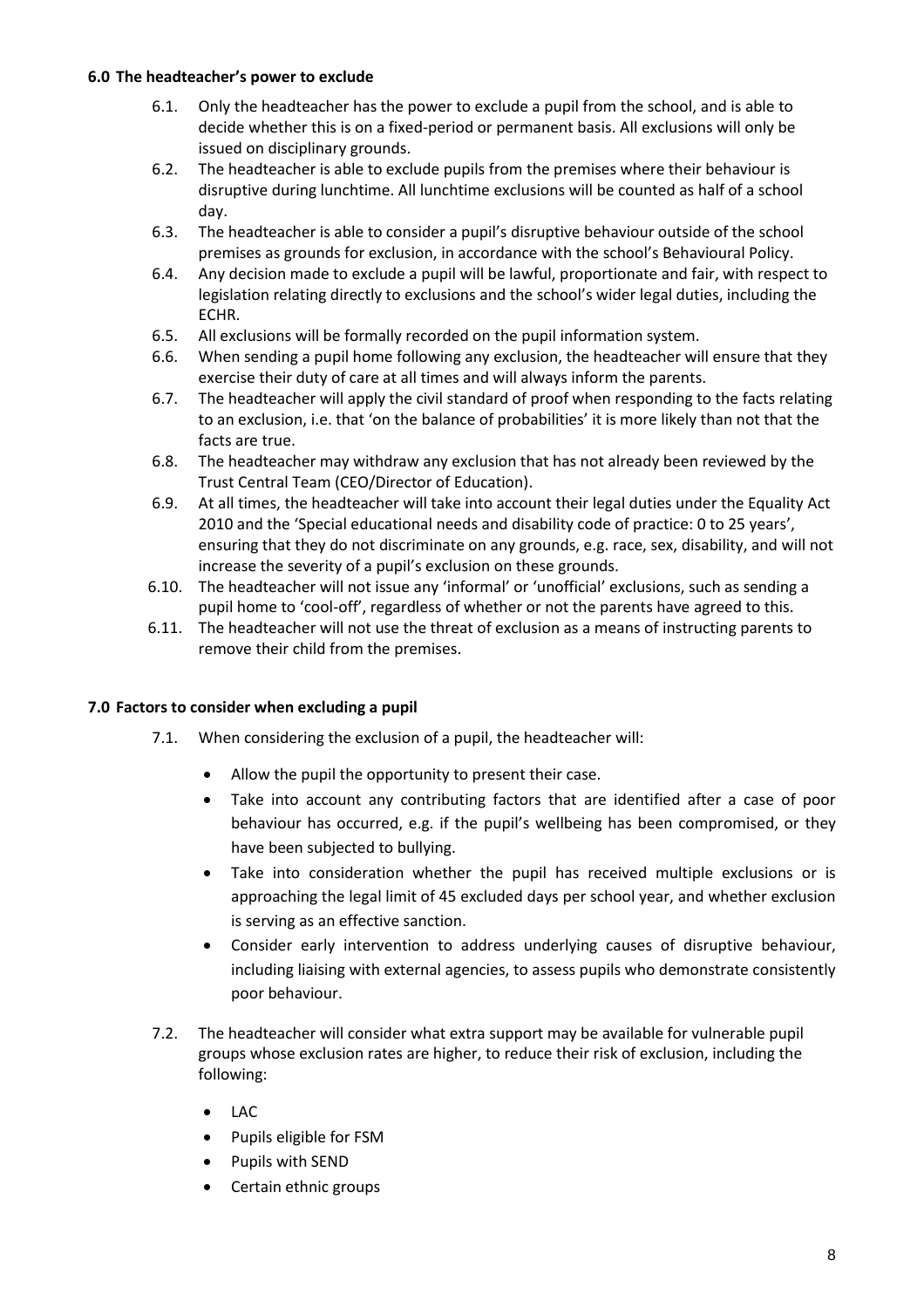## 6.0 The headteacher's power to exclude

6.1. Only the headteacher has the power to exclude a pupil from the school, and is able to decide whether this is on a fixed-period or permanent basis. All exclusions will only be issued on disciplinary grounds.

6.2. The headteacher is able to exclude pupils from the premises where their behaviour is disruptive during lunchtime. All lunchtime exclusions will be counted as half of a school day.

6.3. The headteacher is able to consider a pupil's disruptive behaviour outside of the school premises as grounds for exclusion, in accordance with the school's Behavioural Policy.

6.4. Any decision made to exclude a pupil will be lawful, proportionate and fair, with respect to legislation relating directly to exclusions and the school's wider legal duties, including the ECHR.

6.5. All exclusions will be formally recorded on the pupil information system.

6.6. When sending a pupil home following any exclusion, the headteacher will ensure that they exercise their duty of care at all times and will always inform the parents.

6.7. The headteacher will apply the civil standard of proof when responding to the facts relating to an exclusion, i.e. that 'on the balance of probabilities' it is more likely than not that the facts are true.

6.8. The headteacher may withdraw any exclusion that has not already been reviewed by the Trust Central Team (CEO/Director of Education).

6.9. At all times, the headteacher will take into account their legal duties under the Equality Act 2010 and the 'Special educational needs and disability code of practice: 0 to 25 years', ensuring that they do not discriminate on any grounds, e.g. race, sex, disability, and will not increase the severity of a pupil's exclusion on these grounds.

6.10. The headteacher will not issue any 'informal' or 'unofficial' exclusions, such as sending a pupil home to 'cool-off', regardless of whether or not the parents have agreed to this.

6.11. The headteacher will not use the threat of exclusion as a means of instructing parents to remove their child from the premises.

## 7.0 Factors to consider when excluding a pupil

7.1. When considering the exclusion of a pupil, the headteacher will:

- Allow the pupil the opportunity to present their case.
- Take into account any contributing factors that are identified after a case of poor behaviour has occurred, e.g. if the pupil's wellbeing has been compromised, or they have been subjected to bullying.
- Take into consideration whether the pupil has received multiple exclusions or is approaching the legal limit of 45 excluded days per school year, and whether exclusion is serving as an effective sanction.
- Consider early intervention to address underlying causes of disruptive behaviour, including liaising with external agencies, to assess pupils who demonstrate consistently poor behaviour.

7.2. The headteacher will consider what extra support may be available for vulnerable pupil groups whose exclusion rates are higher, to reduce their risk of exclusion, including the following:

- LAC
- Pupils eligible for FSM
- Pupils with SEND
- Certain ethnic groups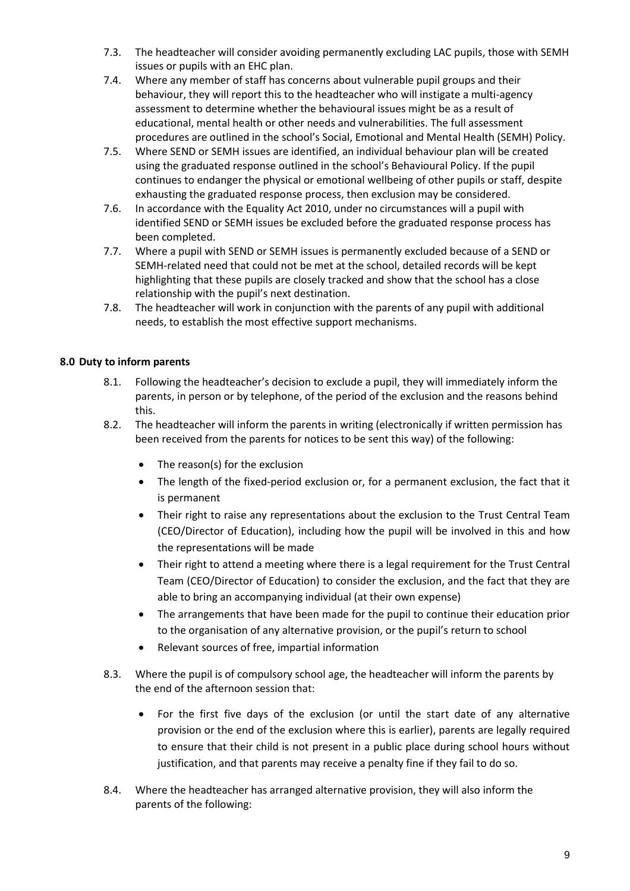7.3. The headteacher will consider avoiding permanently excluding LAC pupils, those with SEMH issues or pupils with an EHC plan.

7.4. Where any member of staff has concerns about vulnerable pupil groups and their behaviour, they will report this to the headteacher who will instigate a multi-agency assessment to determine whether the behavioural issues might be as a result of educational, mental health or other needs and vulnerabilities. The full assessment procedures are outlined in the school's Social, Emotional and Mental Health (SEMH) Policy.

7.5. Where SEND or SEMH issues are identified, an individual behaviour plan will be created using the graduated response outlined in the school's Behavioural Policy. If the pupil continues to endanger the physical or emotional wellbeing of other pupils or staff, despite exhausting the graduated response process, then exclusion may be considered.

7.6. In accordance with the Equality Act 2010, under no circumstances will a pupil with identified SEND or SEMH issues be excluded before the graduated response process has been completed.

7.7. Where a pupil with SEND or SEMH issues is permanently excluded because of a SEND or SEMH-related need that could not be met at the school, detailed records will be kept highlighting that these pupils are closely tracked and show that the school has a close relationship with the pupil's next destination.

7.8. The headteacher will work in conjunction with the parents of any pupil with additional needs, to establish the most effective support mechanisms.

## 8.0 Duty to inform parents

8.1. Following the headteacher's decision to exclude a pupil, they will immediately inform the parents, in person or by telephone, of the period of the exclusion and the reasons behind this.

8.2. The headteacher will inform the parents in writing (electronically if written permission has been received from the parents for notices to be sent this way) of the following:

- The reason(s) for the exclusion
- The length of the fixed-period exclusion or, for a permanent exclusion, the fact that it is permanent
- Their right to raise any representations about the exclusion to the Trust Central Team (CEO/Director of Education), including how the pupil will be involved in this and how the representations will be made
- Their right to attend a meeting where there is a legal requirement for the Trust Central Team (CEO/Director of Education) to consider the exclusion, and the fact that they are able to bring an accompanying individual (at their own expense)
- The arrangements that have been made for the pupil to continue their education prior to the organisation of any alternative provision, or the pupil's return to school
- Relevant sources of free, impartial information

8.3. Where the pupil is of compulsory school age, the headteacher will inform the parents by the end of the afternoon session that:

- For the first five days of the exclusion (or until the start date of any alternative provision or the end of the exclusion where this is earlier), parents are legally required to ensure that their child is not present in a public place during school hours without justification, and that parents may receive a penalty fine if they fail to do so.

8.4. Where the headteacher has arranged alternative provision, they will also inform the parents of the following: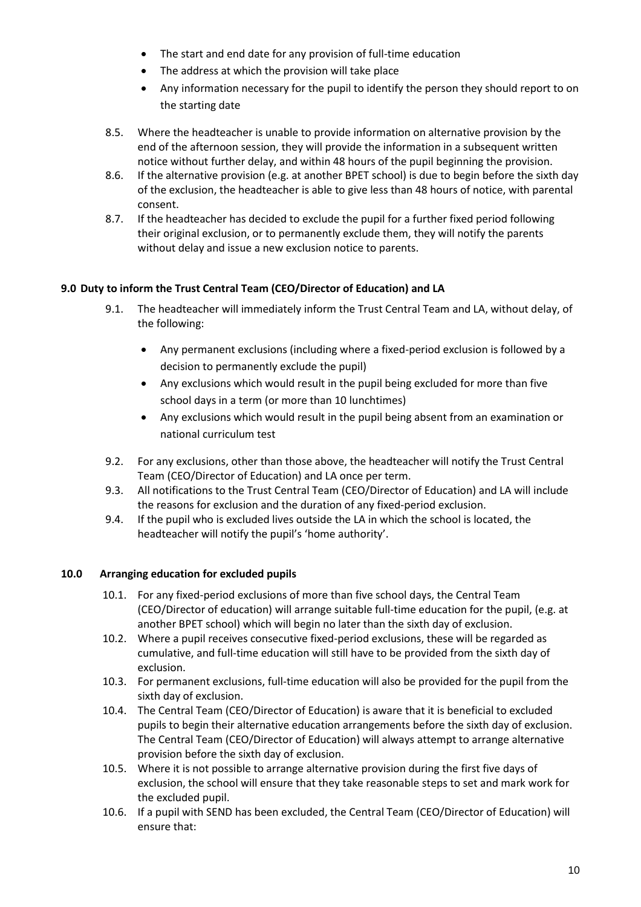- The start and end date for any provision of full-time education
- The address at which the provision will take place
- Any information necessary for the pupil to identify the person they should report to on the starting date

8.5. Where the headteacher is unable to provide information on alternative provision by the end of the afternoon session, they will provide the information in a subsequent written notice without further delay, and within 48 hours of the pupil beginning the provision.

8.6. If the alternative provision (e.g. at another BPET school) is due to begin before the sixth day of the exclusion, the headteacher is able to give less than 48 hours of notice, with parental consent.

8.7. If the headteacher has decided to exclude the pupil for a further fixed period following their original exclusion, or to permanently exclude them, they will notify the parents without delay and issue a new exclusion notice to parents.

### 9.0 Duty to inform the Trust Central Team (CEO/Director of Education) and LA

9.1. The headteacher will immediately inform the Trust Central Team and LA, without delay, of the following:

- Any permanent exclusions (including where a fixed-period exclusion is followed by a decision to permanently exclude the pupil)
- Any exclusions which would result in the pupil being excluded for more than five school days in a term (or more than 10 lunchtimes)
- Any exclusions which would result in the pupil being absent from an examination or national curriculum test

9.2. For any exclusions, other than those above, the headteacher will notify the Trust Central Team (CEO/Director of Education) and LA once per term.

9.3. All notifications to the Trust Central Team (CEO/Director of Education) and LA will include the reasons for exclusion and the duration of any fixed-period exclusion.

9.4. If the pupil who is excluded lives outside the LA in which the school is located, the headteacher will notify the pupil's 'home authority'.

### 10.0 Arranging education for excluded pupils

10.1. For any fixed-period exclusions of more than five school days, the Central Team (CEO/Director of education) will arrange suitable full-time education for the pupil, (e.g. at another BPET school) which will begin no later than the sixth day of exclusion.

10.2. Where a pupil receives consecutive fixed-period exclusions, these will be regarded as cumulative, and full-time education will still have to be provided from the sixth day of exclusion.

10.3. For permanent exclusions, full-time education will also be provided for the pupil from the sixth day of exclusion.

10.4. The Central Team (CEO/Director of Education) is aware that it is beneficial to excluded pupils to begin their alternative education arrangements before the sixth day of exclusion. The Central Team (CEO/Director of Education) will always attempt to arrange alternative provision before the sixth day of exclusion.

10.5. Where it is not possible to arrange alternative provision during the first five days of exclusion, the school will ensure that they take reasonable steps to set and mark work for the excluded pupil.

10.6. If a pupil with SEND has been excluded, the Central Team (CEO/Director of Education) will ensure that: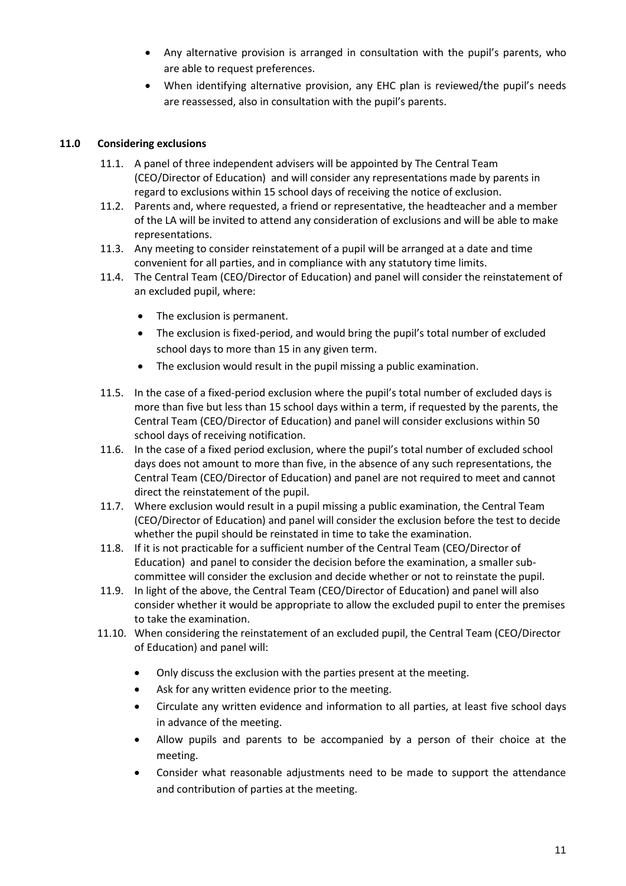- Any alternative provision is arranged in consultation with the pupil's parents, who are able to request preferences.
- When identifying alternative provision, any EHC plan is reviewed/the pupil's needs are reassessed, also in consultation with the pupil's parents.

## 11.0 Considering exclusions

11.1. A panel of three independent advisers will be appointed by The Central Team (CEO/Director of Education) and will consider any representations made by parents in regard to exclusions within 15 school days of receiving the notice of exclusion.

11.2. Parents and, where requested, a friend or representative, the headteacher and a member of the LA will be invited to attend any consideration of exclusions and will be able to make representations.

11.3. Any meeting to consider reinstatement of a pupil will be arranged at a date and time convenient for all parties, and in compliance with any statutory time limits.

11.4. The Central Team (CEO/Director of Education) and panel will consider the reinstatement of an excluded pupil, where:

- The exclusion is permanent.
- The exclusion is fixed-period, and would bring the pupil's total number of excluded school days to more than 15 in any given term.
- The exclusion would result in the pupil missing a public examination.

11.5. In the case of a fixed-period exclusion where the pupil's total number of excluded days is more than five but less than 15 school days within a term, if requested by the parents, the Central Team (CEO/Director of Education) and panel will consider exclusions within 50 school days of receiving notification.

11.6. In the case of a fixed period exclusion, where the pupil's total number of excluded school days does not amount to more than five, in the absence of any such representations, the Central Team (CEO/Director of Education) and panel are not required to meet and cannot direct the reinstatement of the pupil.

11.7. Where exclusion would result in a pupil missing a public examination, the Central Team (CEO/Director of Education) and panel will consider the exclusion before the test to decide whether the pupil should be reinstated in time to take the examination.

11.8. If it is not practicable for a sufficient number of the Central Team (CEO/Director of Education) and panel to consider the decision before the examination, a smaller sub-committee will consider the exclusion and decide whether or not to reinstate the pupil.

11.9. In light of the above, the Central Team (CEO/Director of Education) and panel will also consider whether it would be appropriate to allow the excluded pupil to enter the premises to take the examination.

11.10. When considering the reinstatement of an excluded pupil, the Central Team (CEO/Director of Education) and panel will:

- Only discuss the exclusion with the parties present at the meeting.
- Ask for any written evidence prior to the meeting.
- Circulate any written evidence and information to all parties, at least five school days in advance of the meeting.
- Allow pupils and parents to be accompanied by a person of their choice at the meeting.
- Consider what reasonable adjustments need to be made to support the attendance and contribution of parties at the meeting.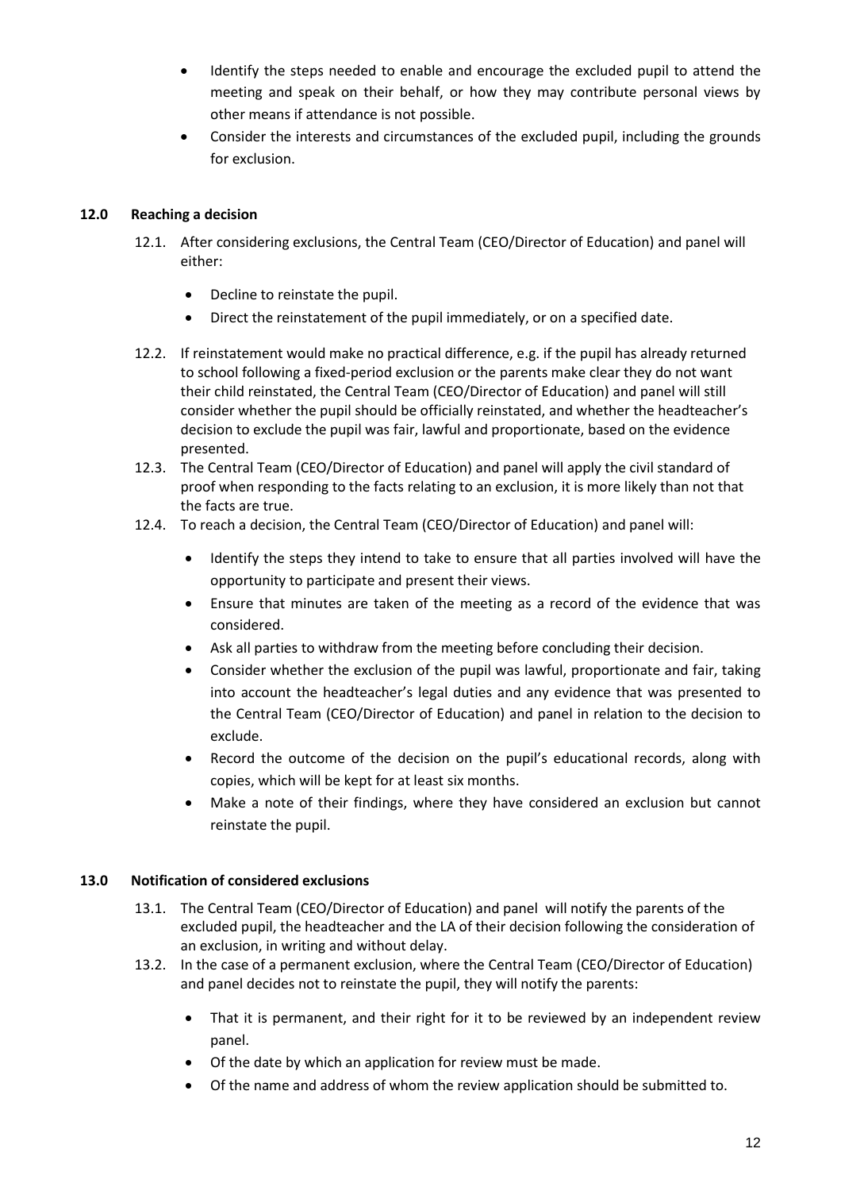- Identify the steps needed to enable and encourage the excluded pupil to attend the meeting and speak on their behalf, or how they may contribute personal views by other means if attendance is not possible.
- Consider the interests and circumstances of the excluded pupil, including the grounds for exclusion.

## 12.0 Reaching a decision

12.1. After considering exclusions, the Central Team (CEO/Director of Education) and panel will either:

- Decline to reinstate the pupil.
- Direct the reinstatement of the pupil immediately, or on a specified date.

12.2. If reinstatement would make no practical difference, e.g. if the pupil has already returned to school following a fixed-period exclusion or the parents make clear they do not want their child reinstated, the Central Team (CEO/Director of Education) and panel will still consider whether the pupil should be officially reinstated, and whether the headteacher's decision to exclude the pupil was fair, lawful and proportionate, based on the evidence presented.

12.3. The Central Team (CEO/Director of Education) and panel will apply the civil standard of proof when responding to the facts relating to an exclusion, it is more likely than not that the facts are true.

12.4. To reach a decision, the Central Team (CEO/Director of Education) and panel will:

- Identify the steps they intend to take to ensure that all parties involved will have the opportunity to participate and present their views.
- Ensure that minutes are taken of the meeting as a record of the evidence that was considered.
- Ask all parties to withdraw from the meeting before concluding their decision.
- Consider whether the exclusion of the pupil was lawful, proportionate and fair, taking into account the headteacher's legal duties and any evidence that was presented to the Central Team (CEO/Director of Education) and panel in relation to the decision to exclude.
- Record the outcome of the decision on the pupil's educational records, along with copies, which will be kept for at least six months.
- Make a note of their findings, where they have considered an exclusion but cannot reinstate the pupil.

## 13.0 Notification of considered exclusions

13.1. The Central Team (CEO/Director of Education) and panel will notify the parents of the excluded pupil, the headteacher and the LA of their decision following the consideration of an exclusion, in writing and without delay.

13.2. In the case of a permanent exclusion, where the Central Team (CEO/Director of Education) and panel decides not to reinstate the pupil, they will notify the parents:

- That it is permanent, and their right for it to be reviewed by an independent review panel.
- Of the date by which an application for review must be made.
- Of the name and address of whom the review application should be submitted to.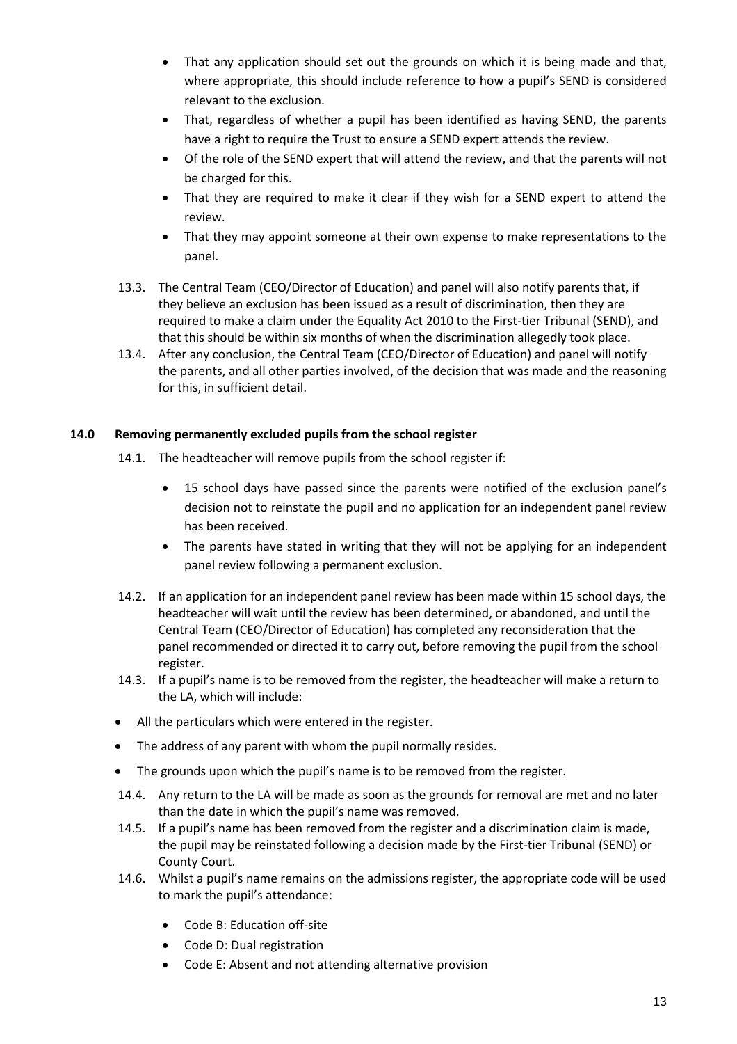- That any application should set out the grounds on which it is being made and that, where appropriate, this should include reference to how a pupil's SEND is considered relevant to the exclusion.
- That, regardless of whether a pupil has been identified as having SEND, the parents have a right to require the Trust to ensure a SEND expert attends the review.
- Of the role of the SEND expert that will attend the review, and that the parents will not be charged for this.
- That they are required to make it clear if they wish for a SEND expert to attend the review.
- That they may appoint someone at their own expense to make representations to the panel.

13.3. The Central Team (CEO/Director of Education) and panel will also notify parents that, if they believe an exclusion has been issued as a result of discrimination, then they are required to make a claim under the Equality Act 2010 to the First-tier Tribunal (SEND), and that this should be within six months of when the discrimination allegedly took place.

13.4. After any conclusion, the Central Team (CEO/Director of Education) and panel will notify the parents, and all other parties involved, of the decision that was made and the reasoning for this, in sufficient detail.

## 14.0 Removing permanently excluded pupils from the school register

14.1. The headteacher will remove pupils from the school register if:

- 15 school days have passed since the parents were notified of the exclusion panel's decision not to reinstate the pupil and no application for an independent panel review has been received.
- The parents have stated in writing that they will not be applying for an independent panel review following a permanent exclusion.

14.2. If an application for an independent panel review has been made within 15 school days, the headteacher will wait until the review has been determined, or abandoned, and until the Central Team (CEO/Director of Education) has completed any reconsideration that the panel recommended or directed it to carry out, before removing the pupil from the school register.

14.3. If a pupil's name is to be removed from the register, the headteacher will make a return to the LA, which will include:

- All the particulars which were entered in the register.
- The address of any parent with whom the pupil normally resides.
- The grounds upon which the pupil's name is to be removed from the register.

14.4. Any return to the LA will be made as soon as the grounds for removal are met and no later than the date in which the pupil's name was removed.

14.5. If a pupil's name has been removed from the register and a discrimination claim is made, the pupil may be reinstated following a decision made by the First-tier Tribunal (SEND) or County Court.

14.6. Whilst a pupil's name remains on the admissions register, the appropriate code will be used to mark the pupil's attendance:

- Code B: Education off-site
- Code D: Dual registration
- Code E: Absent and not attending alternative provision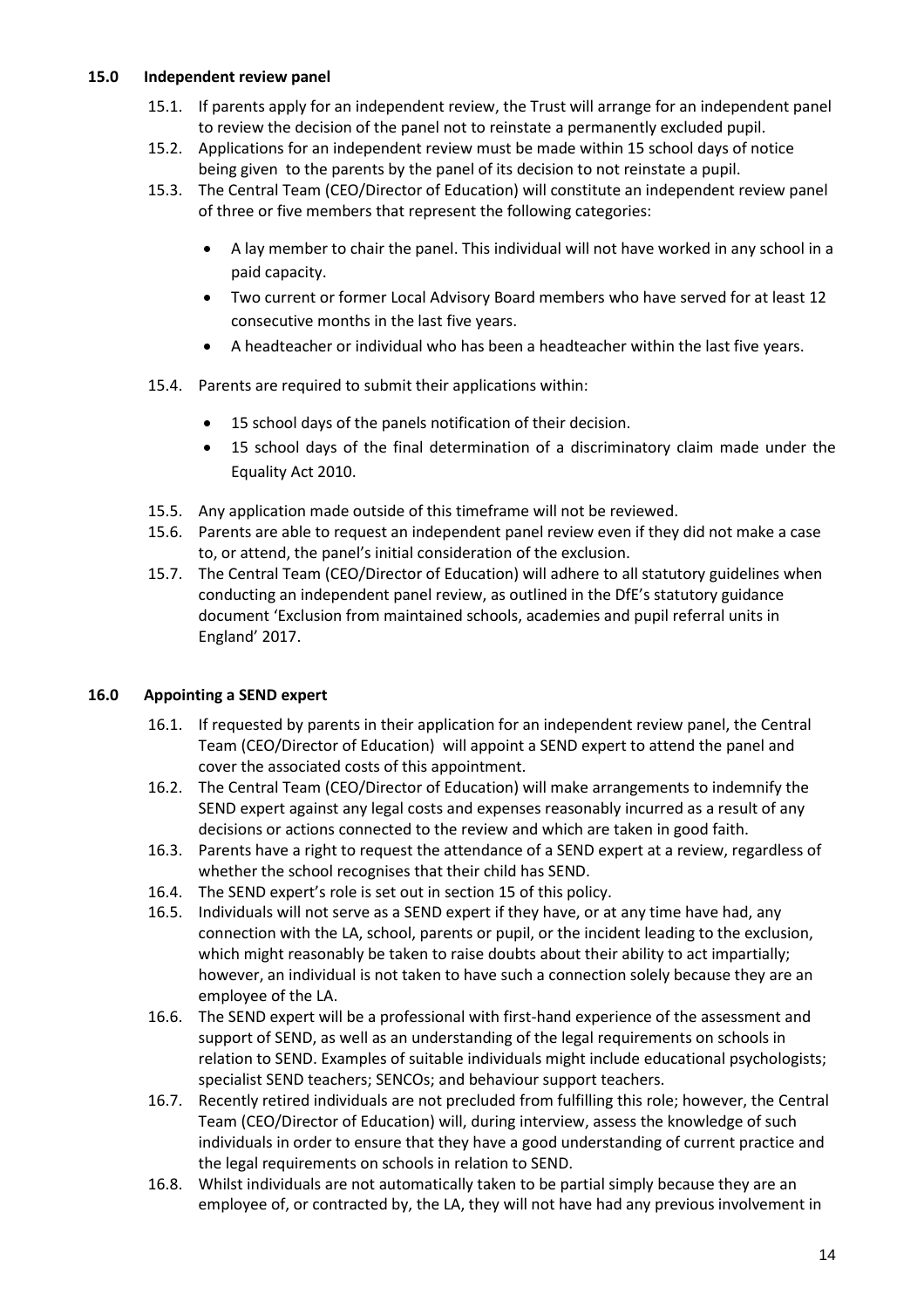## 15.0 Independent review panel

15.1. If parents apply for an independent review, the Trust will arrange for an independent panel to review the decision of the panel not to reinstate a permanently excluded pupil.

15.2. Applications for an independent review must be made within 15 school days of notice being given to the parents by the panel of its decision to not reinstate a pupil.

15.3. The Central Team (CEO/Director of Education) will constitute an independent review panel of three or five members that represent the following categories:

- A lay member to chair the panel. This individual will not have worked in any school in a paid capacity.
- Two current or former Local Advisory Board members who have served for at least 12 consecutive months in the last five years.
- A headteacher or individual who has been a headteacher within the last five years.

15.4. Parents are required to submit their applications within:

- 15 school days of the panels notification of their decision.
- 15 school days of the final determination of a discriminatory claim made under the Equality Act 2010.

15.5. Any application made outside of this timeframe will not be reviewed.

15.6. Parents are able to request an independent panel review even if they did not make a case to, or attend, the panel's initial consideration of the exclusion.

15.7. The Central Team (CEO/Director of Education) will adhere to all statutory guidelines when conducting an independent panel review, as outlined in the DfE's statutory guidance document 'Exclusion from maintained schools, academies and pupil referral units in England' 2017.

## 16.0 Appointing a SEND expert

16.1. If requested by parents in their application for an independent review panel, the Central Team (CEO/Director of Education) will appoint a SEND expert to attend the panel and cover the associated costs of this appointment.

16.2. The Central Team (CEO/Director of Education) will make arrangements to indemnify the SEND expert against any legal costs and expenses reasonably incurred as a result of any decisions or actions connected to the review and which are taken in good faith.

16.3. Parents have a right to request the attendance of a SEND expert at a review, regardless of whether the school recognises that their child has SEND.

16.4. The SEND expert's role is set out in section 15 of this policy.

16.5. Individuals will not serve as a SEND expert if they have, or at any time have had, any connection with the LA, school, parents or pupil, or the incident leading to the exclusion, which might reasonably be taken to raise doubts about their ability to act impartially; however, an individual is not taken to have such a connection solely because they are an employee of the LA.

16.6. The SEND expert will be a professional with first-hand experience of the assessment and support of SEND, as well as an understanding of the legal requirements on schools in relation to SEND. Examples of suitable individuals might include educational psychologists; specialist SEND teachers; SENCOs; and behaviour support teachers.

16.7. Recently retired individuals are not precluded from fulfilling this role; however, the Central Team (CEO/Director of Education) will, during interview, assess the knowledge of such individuals in order to ensure that they have a good understanding of current practice and the legal requirements on schools in relation to SEND.

16.8. Whilst individuals are not automatically taken to be partial simply because they are an employee of, or contracted by, the LA, they will not have had any previous involvement in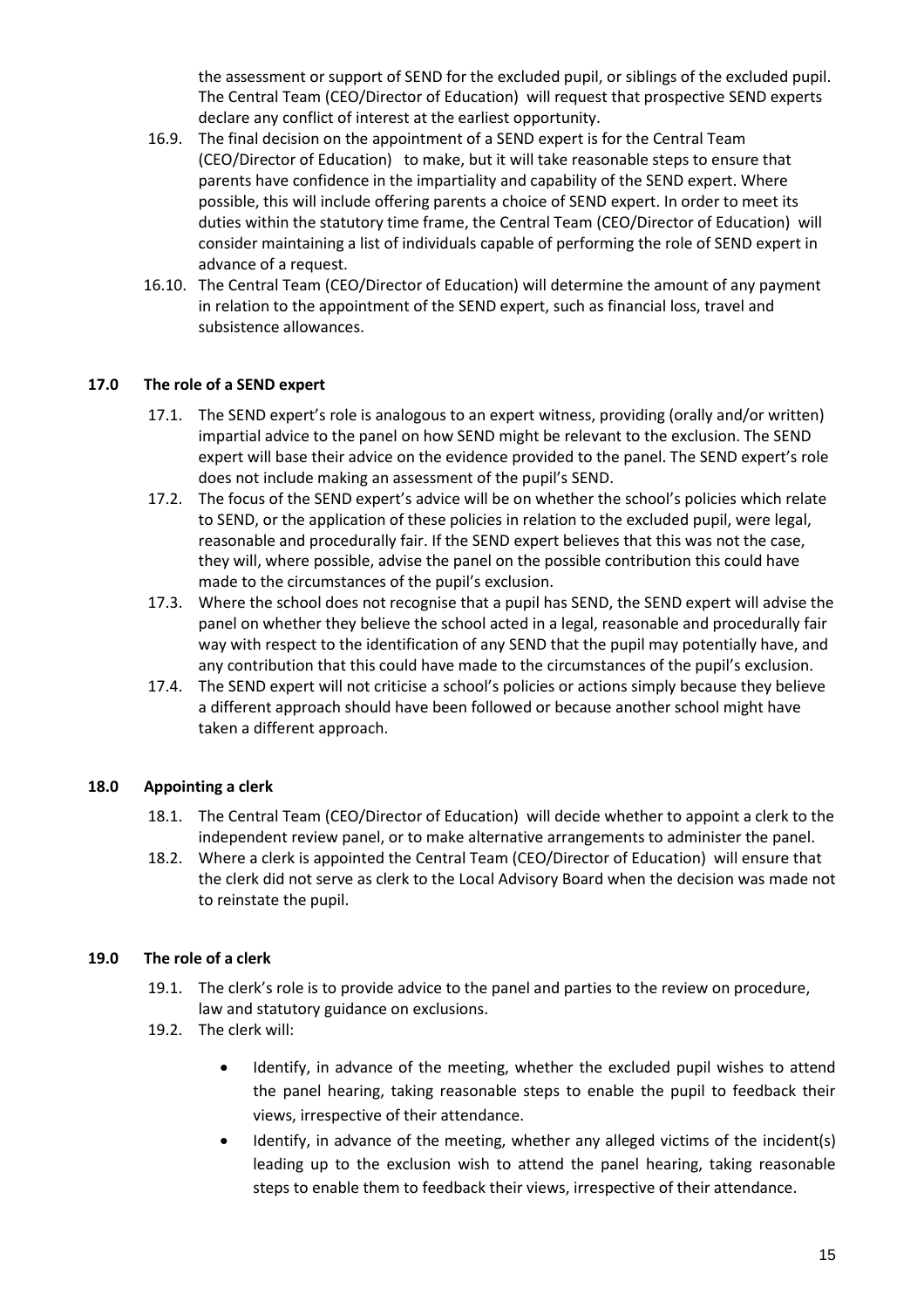the assessment or support of SEND for the excluded pupil, or siblings of the excluded pupil. The Central Team (CEO/Director of Education) will request that prospective SEND experts declare any conflict of interest at the earliest opportunity.

16.9. The final decision on the appointment of a SEND expert is for the Central Team (CEO/Director of Education) to make, but it will take reasonable steps to ensure that parents have confidence in the impartiality and capability of the SEND expert. Where possible, this will include offering parents a choice of SEND expert. In order to meet its duties within the statutory time frame, the Central Team (CEO/Director of Education) will consider maintaining a list of individuals capable of performing the role of SEND expert in advance of a request.

16.10. The Central Team (CEO/Director of Education) will determine the amount of any payment in relation to the appointment of the SEND expert, such as financial loss, travel and subsistence allowances.

## 17.0 The role of a SEND expert

17.1. The SEND expert's role is analogous to an expert witness, providing (orally and/or written) impartial advice to the panel on how SEND might be relevant to the exclusion. The SEND expert will base their advice on the evidence provided to the panel. The SEND expert's role does not include making an assessment of the pupil's SEND.

17.2. The focus of the SEND expert's advice will be on whether the school's policies which relate to SEND, or the application of these policies in relation to the excluded pupil, were legal, reasonable and procedurally fair. If the SEND expert believes that this was not the case, they will, where possible, advise the panel on the possible contribution this could have made to the circumstances of the pupil's exclusion.

17.3. Where the school does not recognise that a pupil has SEND, the SEND expert will advise the panel on whether they believe the school acted in a legal, reasonable and procedurally fair way with respect to the identification of any SEND that the pupil may potentially have, and any contribution that this could have made to the circumstances of the pupil's exclusion.

17.4. The SEND expert will not criticise a school's policies or actions simply because they believe a different approach should have been followed or because another school might have taken a different approach.

## 18.0 Appointing a clerk

18.1. The Central Team (CEO/Director of Education) will decide whether to appoint a clerk to the independent review panel, or to make alternative arrangements to administer the panel.

18.2. Where a clerk is appointed the Central Team (CEO/Director of Education) will ensure that the clerk did not serve as clerk to the Local Advisory Board when the decision was made not to reinstate the pupil.

## 19.0 The role of a clerk

19.1. The clerk's role is to provide advice to the panel and parties to the review on procedure, law and statutory guidance on exclusions.

19.2. The clerk will:

- Identify, in advance of the meeting, whether the excluded pupil wishes to attend the panel hearing, taking reasonable steps to enable the pupil to feedback their views, irrespective of their attendance.
- Identify, in advance of the meeting, whether any alleged victims of the incident(s) leading up to the exclusion wish to attend the panel hearing, taking reasonable steps to enable them to feedback their views, irrespective of their attendance.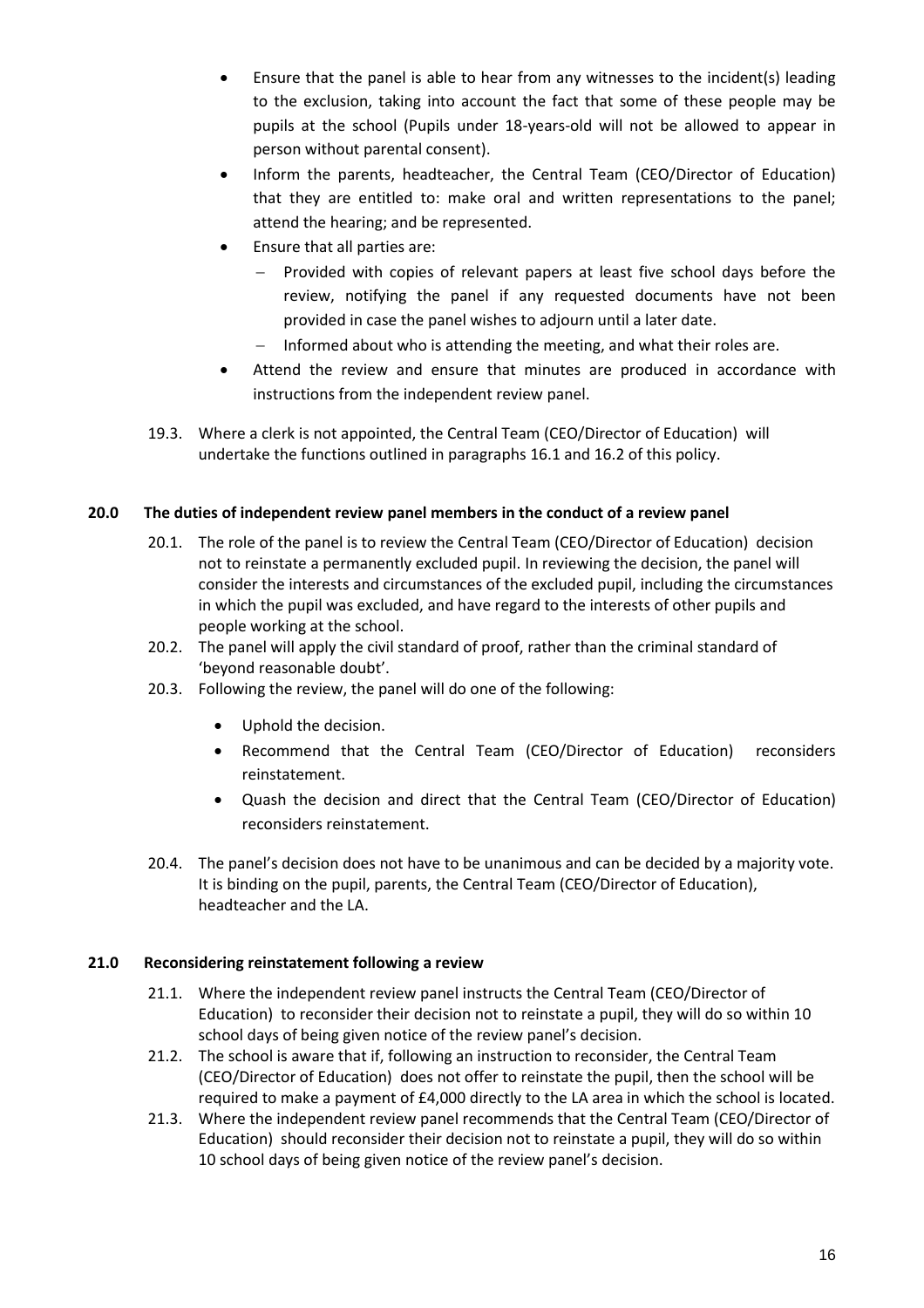- Ensure that the panel is able to hear from any witnesses to the incident(s) leading to the exclusion, taking into account the fact that some of these people may be pupils at the school (Pupils under 18-years-old will not be allowed to appear in person without parental consent).
- Inform the parents, headteacher, the Central Team (CEO/Director of Education) that they are entitled to: make oral and written representations to the panel; attend the hearing; and be represented.
- Ensure that all parties are:
  - Provided with copies of relevant papers at least five school days before the review, notifying the panel if any requested documents have not been provided in case the panel wishes to adjourn until a later date.
  - Informed about who is attending the meeting, and what their roles are.
- Attend the review and ensure that minutes are produced in accordance with instructions from the independent review panel.

19.3. Where a clerk is not appointed, the Central Team (CEO/Director of Education) will undertake the functions outlined in paragraphs 16.1 and 16.2 of this policy.

## 20.0 The duties of independent review panel members in the conduct of a review panel

20.1. The role of the panel is to review the Central Team (CEO/Director of Education) decision not to reinstate a permanently excluded pupil. In reviewing the decision, the panel will consider the interests and circumstances of the excluded pupil, including the circumstances in which the pupil was excluded, and have regard to the interests of other pupils and people working at the school.

20.2. The panel will apply the civil standard of proof, rather than the criminal standard of 'beyond reasonable doubt'.

20.3. Following the review, the panel will do one of the following:

- Uphold the decision.
- Recommend that the Central Team (CEO/Director of Education) reconsiders reinstatement.
- Quash the decision and direct that the Central Team (CEO/Director of Education) reconsiders reinstatement.

20.4. The panel's decision does not have to be unanimous and can be decided by a majority vote. It is binding on the pupil, parents, the Central Team (CEO/Director of Education), headteacher and the LA.

## 21.0 Reconsidering reinstatement following a review

21.1. Where the independent review panel instructs the Central Team (CEO/Director of Education) to reconsider their decision not to reinstate a pupil, they will do so within 10 school days of being given notice of the review panel's decision.

21.2. The school is aware that if, following an instruction to reconsider, the Central Team (CEO/Director of Education) does not offer to reinstate the pupil, then the school will be required to make a payment of £4,000 directly to the LA area in which the school is located.

21.3. Where the independent review panel recommends that the Central Team (CEO/Director of Education) should reconsider their decision not to reinstate a pupil, they will do so within 10 school days of being given notice of the review panel's decision.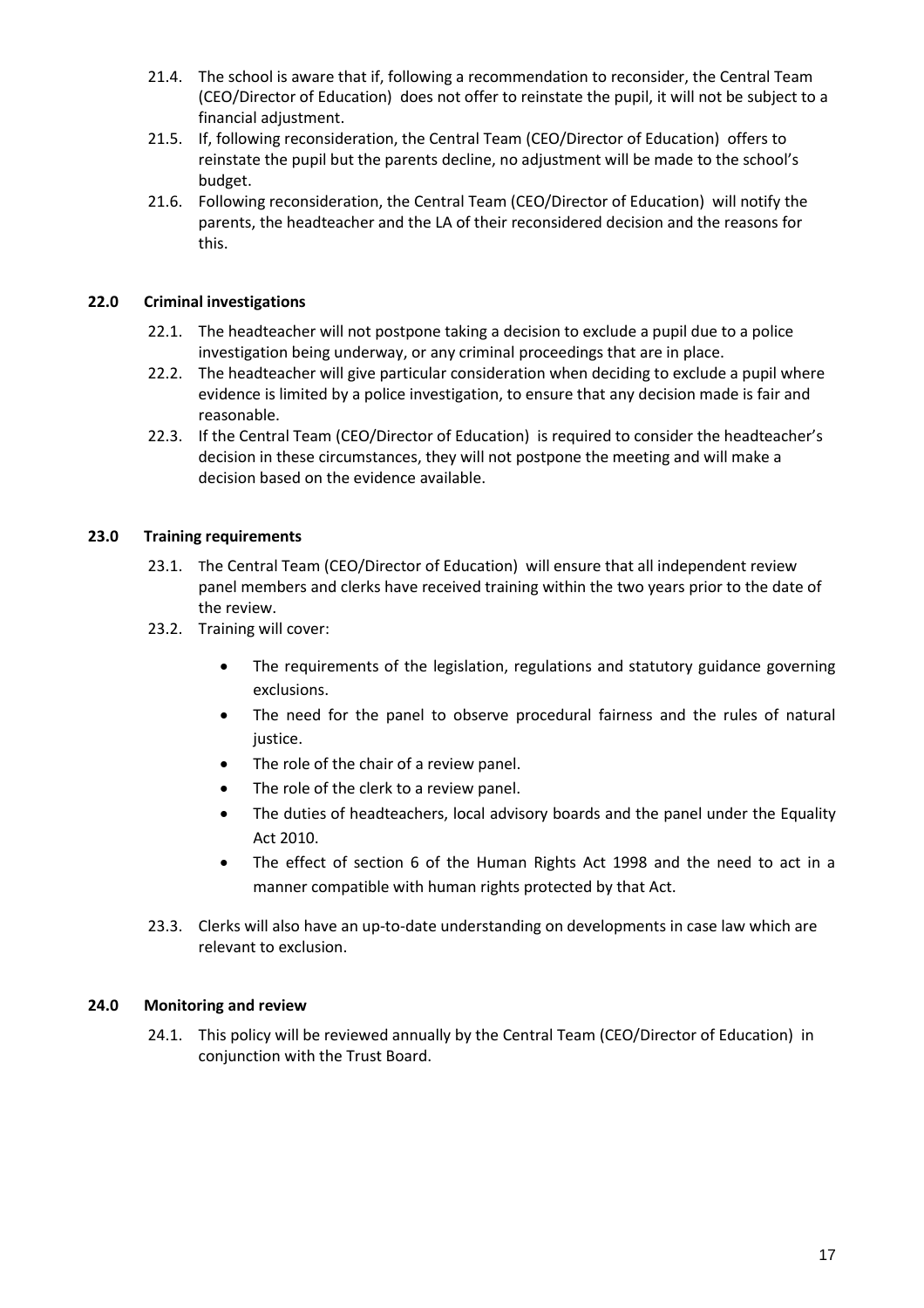21.4. The school is aware that if, following a recommendation to reconsider, the Central Team (CEO/Director of Education) does not offer to reinstate the pupil, it will not be subject to a financial adjustment.

21.5. If, following reconsideration, the Central Team (CEO/Director of Education) offers to reinstate the pupil but the parents decline, no adjustment will be made to the school's budget.

21.6. Following reconsideration, the Central Team (CEO/Director of Education) will notify the parents, the headteacher and the LA of their reconsidered decision and the reasons for this.

## 22.0 Criminal investigations

22.1. The headteacher will not postpone taking a decision to exclude a pupil due to a police investigation being underway, or any criminal proceedings that are in place.

22.2. The headteacher will give particular consideration when deciding to exclude a pupil where evidence is limited by a police investigation, to ensure that any decision made is fair and reasonable.

22.3. If the Central Team (CEO/Director of Education) is required to consider the headteacher's decision in these circumstances, they will not postpone the meeting and will make a decision based on the evidence available.

## 23.0 Training requirements

23.1. The Central Team (CEO/Director of Education) will ensure that all independent review panel members and clerks have received training within the two years prior to the date of the review.

23.2. Training will cover:

- The requirements of the legislation, regulations and statutory guidance governing exclusions.
- The need for the panel to observe procedural fairness and the rules of natural justice.
- The role of the chair of a review panel.
- The role of the clerk to a review panel.
- The duties of headteachers, local advisory boards and the panel under the Equality Act 2010.
- The effect of section 6 of the Human Rights Act 1998 and the need to act in a manner compatible with human rights protected by that Act.

23.3. Clerks will also have an up-to-date understanding on developments in case law which are relevant to exclusion.

## 24.0 Monitoring and review

24.1. This policy will be reviewed annually by the Central Team (CEO/Director of Education) in conjunction with the Trust Board.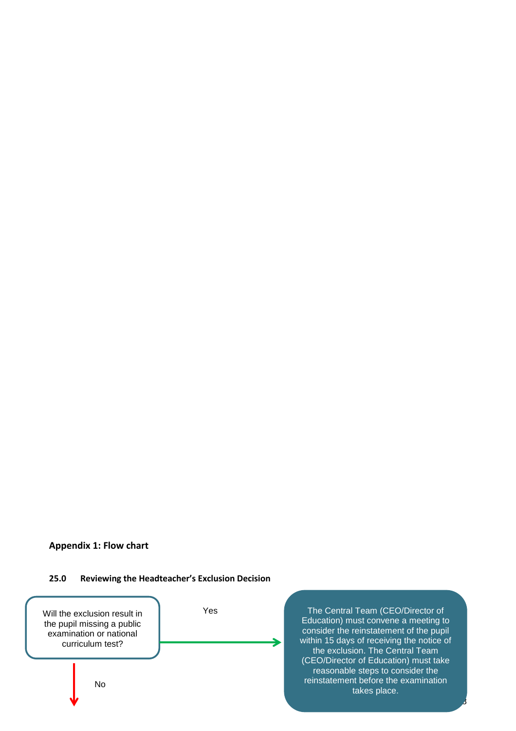**Appendix 1: Flow chart**

**25.0 Reviewing the Headteacher's Exclusion Decision**

Will the exclusion result in the pupil missing a public examination or national curriculum test?

Yes

The Central Team (CEO/Director of Education) must convene a meeting to consider the reinstatement of the pupil within 15 days of receiving the notice of the exclusion. The Central Team (CEO/Director of Education) must take reasonable steps to consider the reinstatement before the examination takes place.

No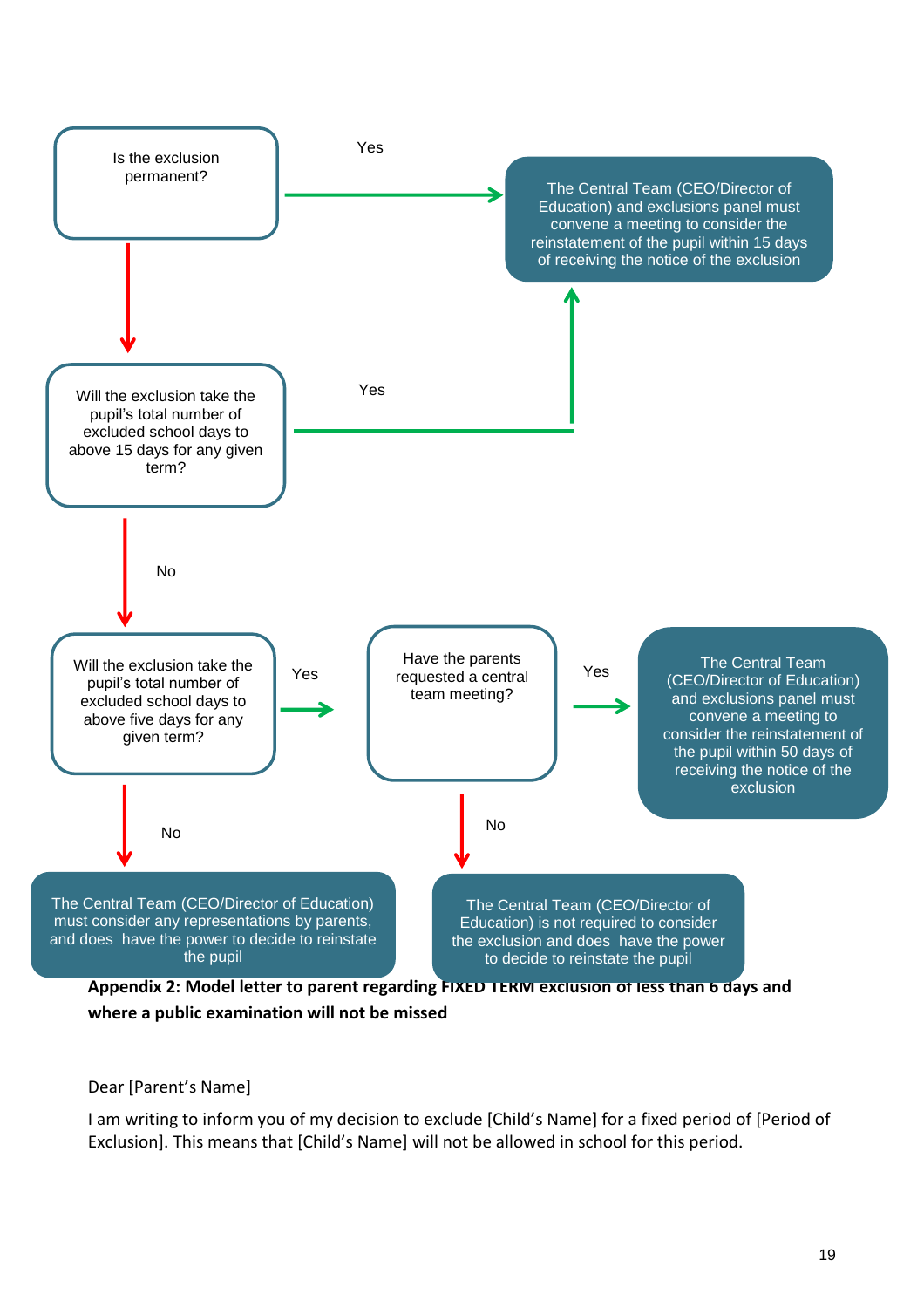Is the exclusion permanent?

- **Yes** → The Central Team (CEO/Director of Education) and exclusions panel must convene a meeting to consider the reinstatement of the pupil within 15 days of receiving the notice of the exclusion
- **No** → Will the exclusion take the pupil's total number of excluded school days to above 15 days for any given term?
  - **Yes** → The Central Team (CEO/Director of Education) and exclusions panel must convene a meeting to consider the reinstatement of the pupil within 15 days of receiving the notice of the exclusion
  - **No** → Will the exclusion take the pupil's total number of excluded school days to above five days for any given term?
    - **Yes** → Have the parents requested a central team meeting?
      - **Yes** → The Central Team (CEO/Director of Education) and exclusions panel must convene a meeting to consider the reinstatement of the pupil within 50 days of receiving the notice of the exclusion
      - **No** → The Central Team (CEO/Director of Education) is not required to consider the exclusion and does have the power to decide to reinstate the pupil
    - **No** → The Central Team (CEO/Director of Education) must consider any representations by parents, and does have the power to decide to reinstate the pupil

**Appendix 2: Model letter to parent regarding FIXED TERM exclusion of less than 6 days and where a public examination will not be missed**

Dear [Parent's Name]

I am writing to inform you of my decision to exclude [Child's Name] for a fixed period of [Period of Exclusion]. This means that [Child's Name] will not be allowed in school for this period.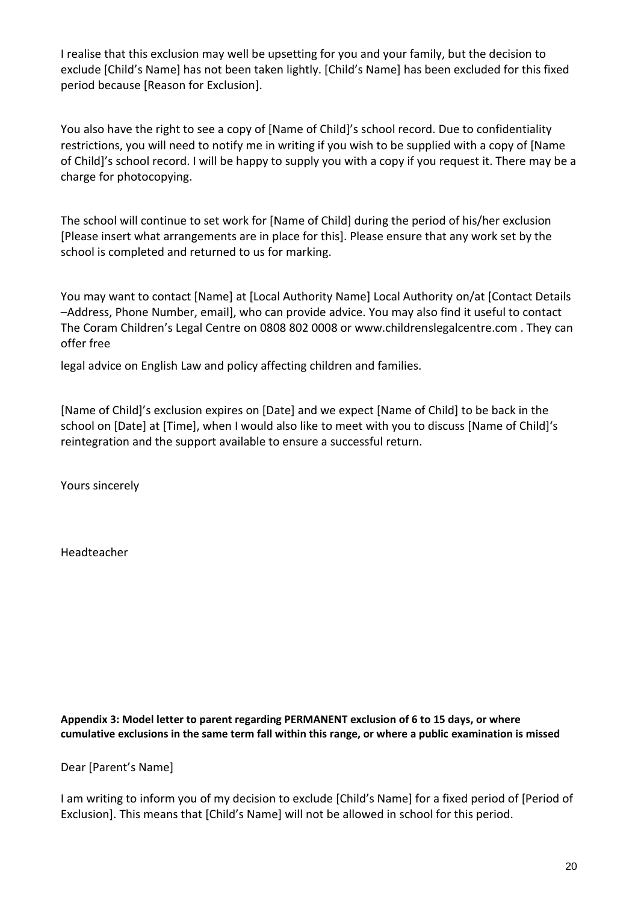I realise that this exclusion may well be upsetting for you and your family, but the decision to exclude [Child's Name] has not been taken lightly. [Child's Name] has been excluded for this fixed period because [Reason for Exclusion].

You also have the right to see a copy of [Name of Child]'s school record. Due to confidentiality restrictions, you will need to notify me in writing if you wish to be supplied with a copy of [Name of Child]'s school record. I will be happy to supply you with a copy if you request it. There may be a charge for photocopying.

The school will continue to set work for [Name of Child] during the period of his/her exclusion [Please insert what arrangements are in place for this]. Please ensure that any work set by the school is completed and returned to us for marking.

You may want to contact [Name] at [Local Authority Name] Local Authority on/at [Contact Details –Address, Phone Number, email], who can provide advice. You may also find it useful to contact The Coram Children's Legal Centre on 0808 802 0008 or www.childrenslegalcentre.com . They can offer free

legal advice on English Law and policy affecting children and families.

[Name of Child]'s exclusion expires on [Date] and we expect [Name of Child] to be back in the school on [Date] at [Time], when I would also like to meet with you to discuss [Name of Child]'s reintegration and the support available to ensure a successful return.

Yours sincerely

Headteacher

**Appendix 3: Model letter to parent regarding PERMANENT exclusion of 6 to 15 days, or where cumulative exclusions in the same term fall within this range, or where a public examination is missed**

Dear [Parent's Name]

I am writing to inform you of my decision to exclude [Child's Name] for a fixed period of [Period of Exclusion]. This means that [Child's Name] will not be allowed in school for this period.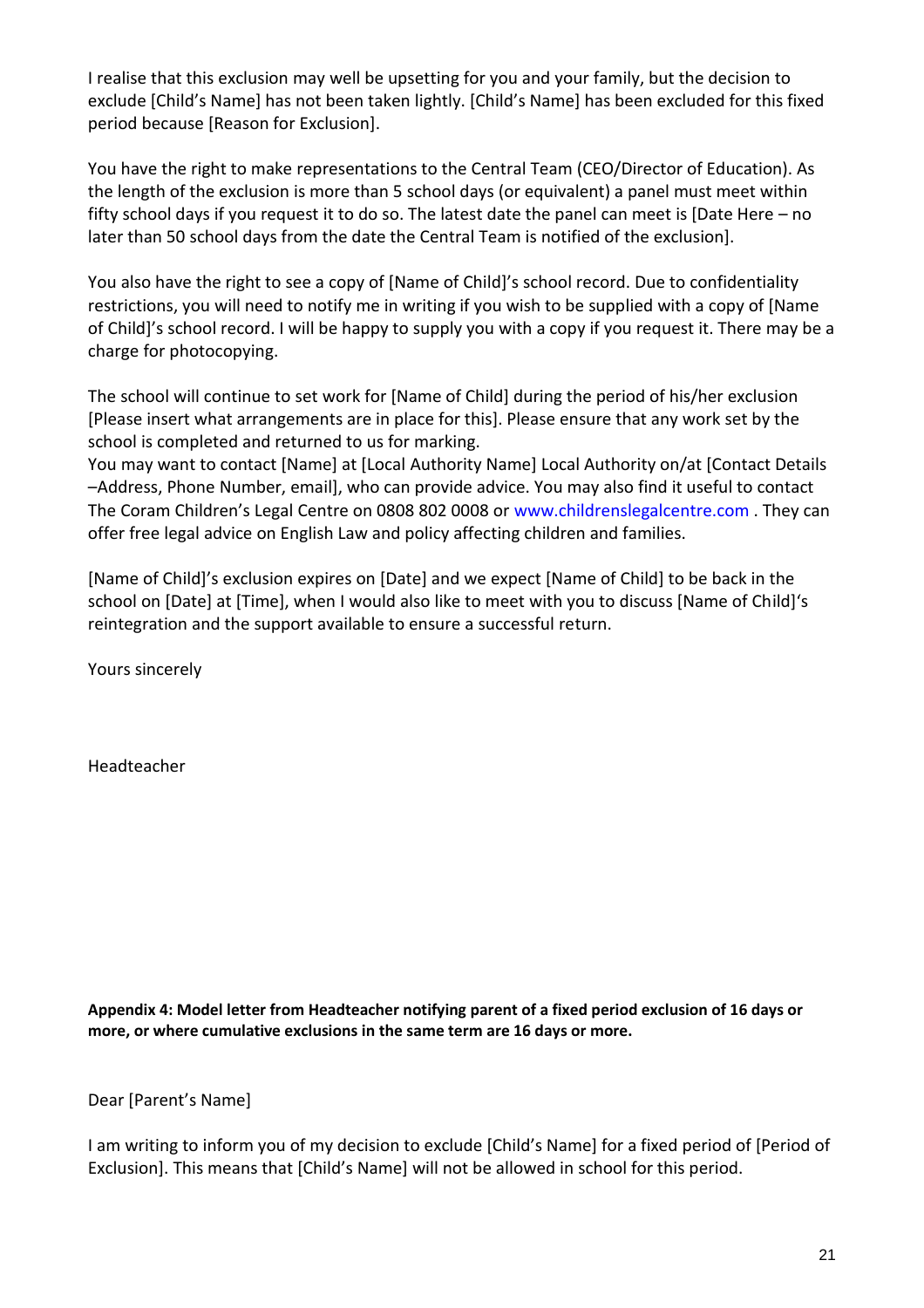I realise that this exclusion may well be upsetting for you and your family, but the decision to exclude [Child's Name] has not been taken lightly. [Child's Name] has been excluded for this fixed period because [Reason for Exclusion].

You have the right to make representations to the Central Team (CEO/Director of Education). As the length of the exclusion is more than 5 school days (or equivalent) a panel must meet within fifty school days if you request it to do so. The latest date the panel can meet is [Date Here – no later than 50 school days from the date the Central Team is notified of the exclusion].

You also have the right to see a copy of [Name of Child]'s school record. Due to confidentiality restrictions, you will need to notify me in writing if you wish to be supplied with a copy of [Name of Child]'s school record. I will be happy to supply you with a copy if you request it. There may be a charge for photocopying.

The school will continue to set work for [Name of Child] during the period of his/her exclusion [Please insert what arrangements are in place for this]. Please ensure that any work set by the school is completed and returned to us for marking.
You may want to contact [Name] at [Local Authority Name] Local Authority on/at [Contact Details –Address, Phone Number, email], who can provide advice. You may also find it useful to contact The Coram Children's Legal Centre on 0808 802 0008 or www.childrenslegalcentre.com . They can offer free legal advice on English Law and policy affecting children and families.

[Name of Child]'s exclusion expires on [Date] and we expect [Name of Child] to be back in the school on [Date] at [Time], when I would also like to meet with you to discuss [Name of Child]'s reintegration and the support available to ensure a successful return.

Yours sincerely

Headteacher

**Appendix 4: Model letter from Headteacher notifying parent of a fixed period exclusion of 16 days or more, or where cumulative exclusions in the same term are 16 days or more.**

Dear [Parent's Name]

I am writing to inform you of my decision to exclude [Child's Name] for a fixed period of [Period of Exclusion]. This means that [Child's Name] will not be allowed in school for this period.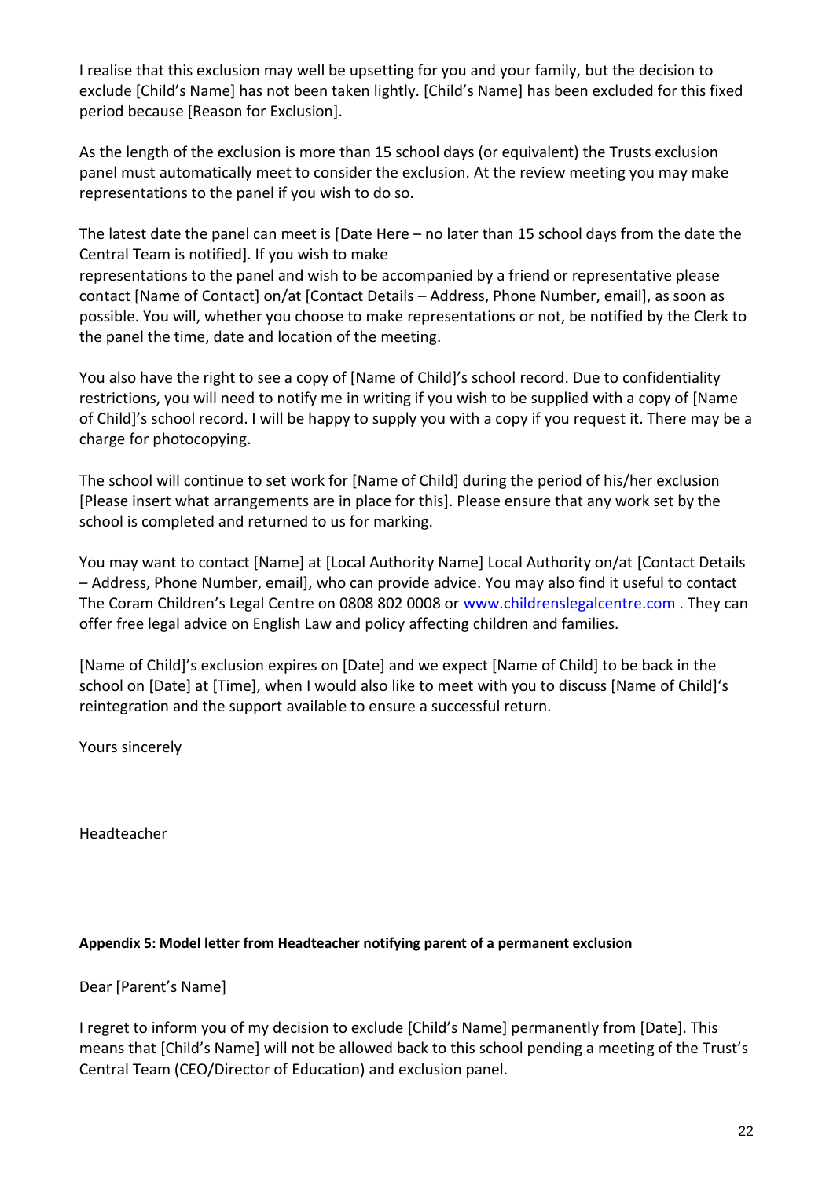I realise that this exclusion may well be upsetting for you and your family, but the decision to exclude [Child's Name] has not been taken lightly. [Child's Name] has been excluded for this fixed period because [Reason for Exclusion].

As the length of the exclusion is more than 15 school days (or equivalent) the Trusts exclusion panel must automatically meet to consider the exclusion. At the review meeting you may make representations to the panel if you wish to do so.

The latest date the panel can meet is [Date Here – no later than 15 school days from the date the Central Team is notified]. If you wish to make
representations to the panel and wish to be accompanied by a friend or representative please contact [Name of Contact] on/at [Contact Details – Address, Phone Number, email], as soon as possible. You will, whether you choose to make representations or not, be notified by the Clerk to the panel the time, date and location of the meeting.

You also have the right to see a copy of [Name of Child]'s school record. Due to confidentiality restrictions, you will need to notify me in writing if you wish to be supplied with a copy of [Name of Child]'s school record. I will be happy to supply you with a copy if you request it. There may be a charge for photocopying.

The school will continue to set work for [Name of Child] during the period of his/her exclusion [Please insert what arrangements are in place for this]. Please ensure that any work set by the school is completed and returned to us for marking.

You may want to contact [Name] at [Local Authority Name] Local Authority on/at [Contact Details – Address, Phone Number, email], who can provide advice. You may also find it useful to contact The Coram Children's Legal Centre on 0808 802 0008 or www.childrenslegalcentre.com . They can offer free legal advice on English Law and policy affecting children and families.

[Name of Child]'s exclusion expires on [Date] and we expect [Name of Child] to be back in the school on [Date] at [Time], when I would also like to meet with you to discuss [Name of Child]'s reintegration and the support available to ensure a successful return.

Yours sincerely

Headteacher

**Appendix 5: Model letter from Headteacher notifying parent of a permanent exclusion**

Dear [Parent's Name]

I regret to inform you of my decision to exclude [Child's Name] permanently from [Date]. This means that [Child's Name] will not be allowed back to this school pending a meeting of the Trust's Central Team (CEO/Director of Education) and exclusion panel.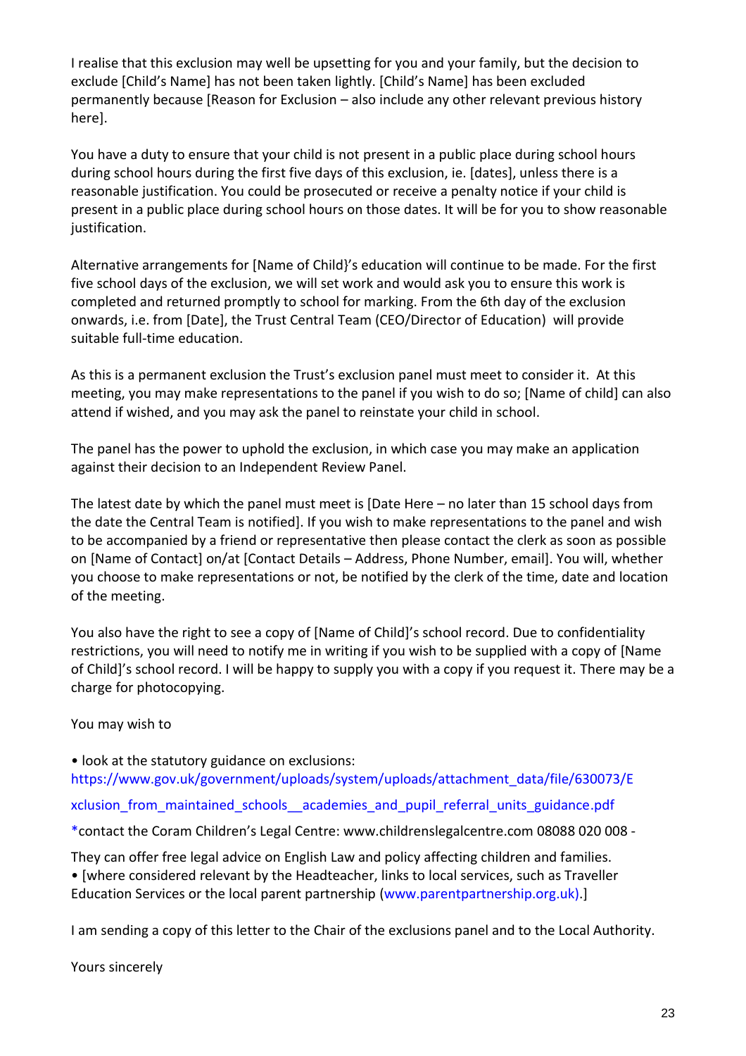I realise that this exclusion may well be upsetting for you and your family, but the decision to exclude [Child's Name] has not been taken lightly. [Child's Name] has been excluded permanently because [Reason for Exclusion – also include any other relevant previous history here].

You have a duty to ensure that your child is not present in a public place during school hours during school hours during the first five days of this exclusion, ie. [dates], unless there is a reasonable justification. You could be prosecuted or receive a penalty notice if your child is present in a public place during school hours on those dates. It will be for you to show reasonable justification.

Alternative arrangements for [Name of Child}'s education will continue to be made. For the first five school days of the exclusion, we will set work and would ask you to ensure this work is completed and returned promptly to school for marking. From the 6th day of the exclusion onwards, i.e. from [Date], the Trust Central Team (CEO/Director of Education) will provide suitable full-time education.

As this is a permanent exclusion the Trust's exclusion panel must meet to consider it. At this meeting, you may make representations to the panel if you wish to do so; [Name of child] can also attend if wished, and you may ask the panel to reinstate your child in school.

The panel has the power to uphold the exclusion, in which case you may make an application against their decision to an Independent Review Panel.

The latest date by which the panel must meet is [Date Here – no later than 15 school days from the date the Central Team is notified]. If you wish to make representations to the panel and wish to be accompanied by a friend or representative then please contact the clerk as soon as possible on [Name of Contact] on/at [Contact Details – Address, Phone Number, email]. You will, whether you choose to make representations or not, be notified by the clerk of the time, date and location of the meeting.

You also have the right to see a copy of [Name of Child]'s school record. Due to confidentiality restrictions, you will need to notify me in writing if you wish to be supplied with a copy of [Name of Child]'s school record. I will be happy to supply you with a copy if you request it. There may be a charge for photocopying.

You may wish to

• look at the statutory guidance on exclusions:
https://www.gov.uk/government/uploads/system/uploads/attachment_data/file/630073/Exclusion_from_maintained_schools__academies_and_pupil_referral_units_guidance.pdf

*contact the Coram Children's Legal Centre: www.childrenslegalcentre.com 08088 020 008 -

They can offer free legal advice on English Law and policy affecting children and families.
• [where considered relevant by the Headteacher, links to local services, such as Traveller Education Services or the local parent partnership (www.parentpartnership.org.uk).]

I am sending a copy of this letter to the Chair of the exclusions panel and to the Local Authority.

Yours sincerely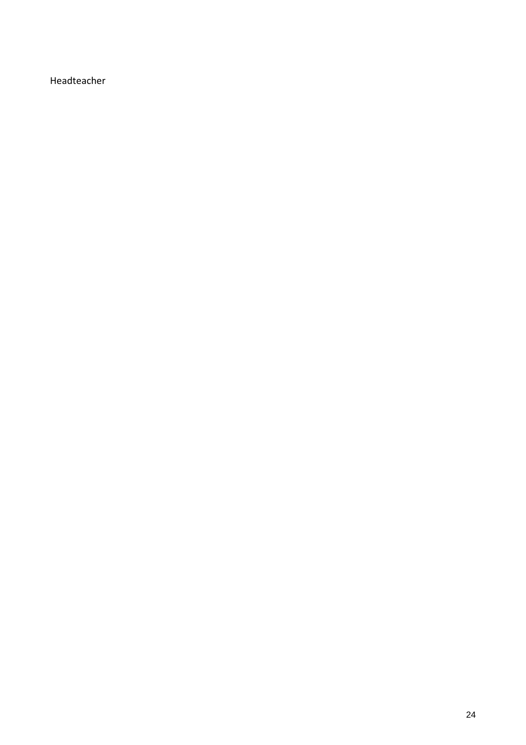Headteacher